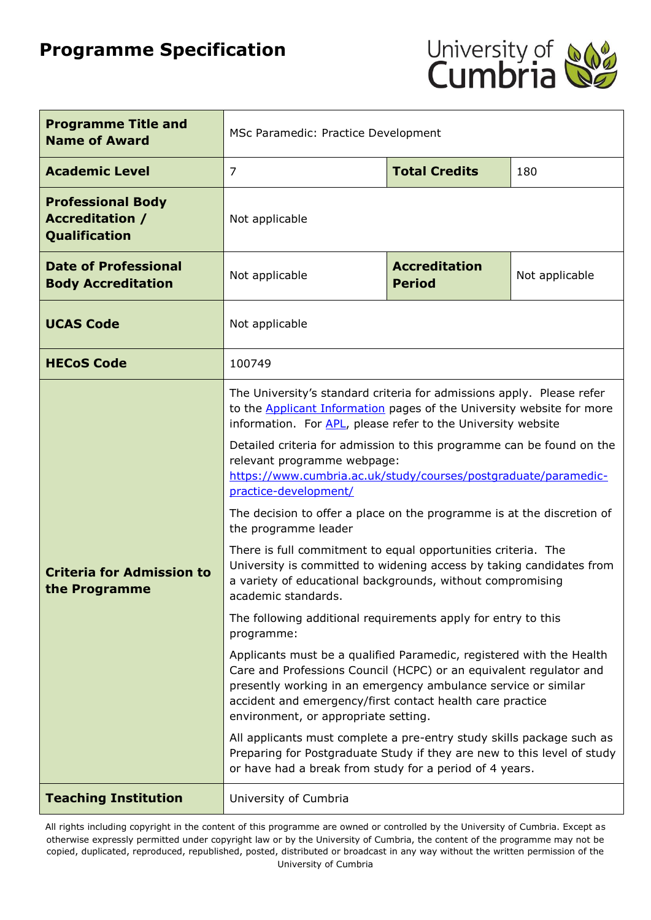# Programme Specification

| Programme Title and Name of Award | MSc Paramedic: Practice Development | | |
|---|---|---|---|
| Academic Level | 7 | Total Credits | 180 |
| Professional Body Accreditation / Qualification | Not applicable | | |
| Date of Professional Body Accreditation | Not applicable | Accreditation Period | Not applicable |
| UCAS Code | Not applicable | | |
| HECoS Code | 100749 | | |
| Criteria for Admission to the Programme | The University's standard criteria for admissions apply. Please refer to the Applicant Information pages of the University website for more information. For APL, please refer to the University website<br><br>Detailed criteria for admission to this programme can be found on the relevant programme webpage: https://www.cumbria.ac.uk/study/courses/postgraduate/paramedic-practice-development/<br><br>The decision to offer a place on the programme is at the discretion of the programme leader<br><br>There is full commitment to equal opportunities criteria. The University is committed to widening access by taking candidates from a variety of educational backgrounds, without compromising academic standards.<br><br>The following additional requirements apply for entry to this programme:<br><br>Applicants must be a qualified Paramedic, registered with the Health Care and Professions Council (HCPC) or an equivalent regulator and presently working in an emergency ambulance service or similar accident and emergency/first contact health care practice environment, or appropriate setting.<br><br>All applicants must complete a pre-entry study skills package such as Preparing for Postgraduate Study if they are new to this level of study or have had a break from study for a period of 4 years. | | |
| Teaching Institution | University of Cumbria | | |

All rights including copyright in the content of this programme are owned or controlled by the University of Cumbria. Except as otherwise expressly permitted under copyright law or by the University of Cumbria, the content of the programme may not be copied, duplicated, reproduced, republished, posted, distributed or broadcast in any way without the written permission of the University of Cumbria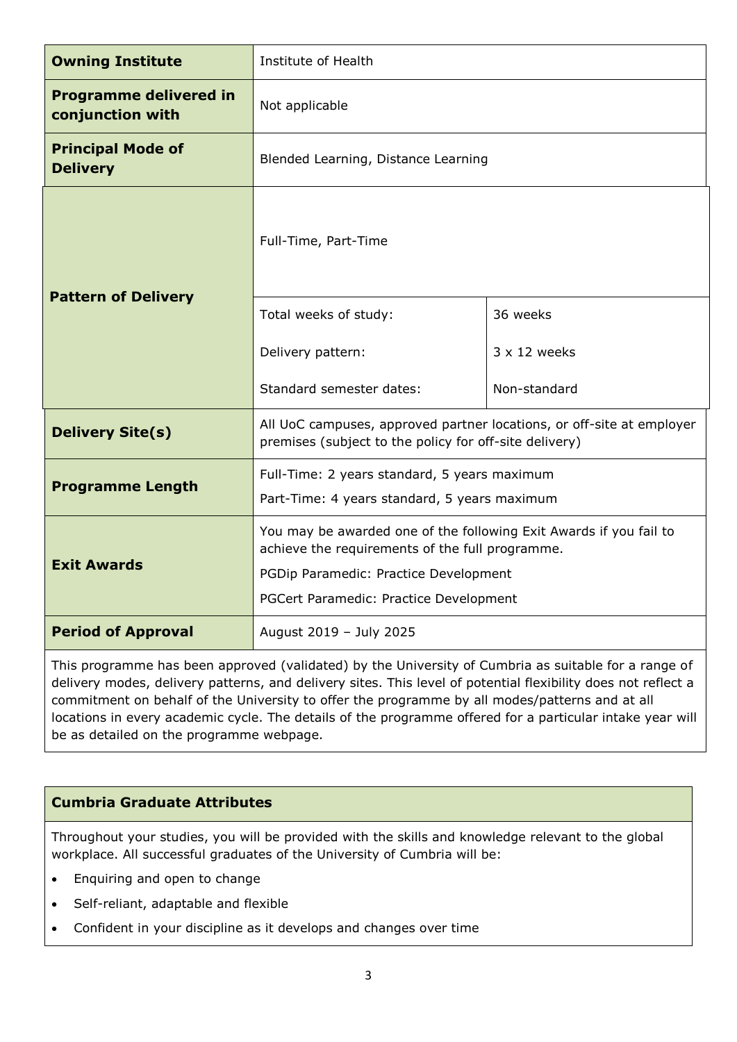| | | |
|---|---|---|
| **Owning Institute** | Institute of Health | |
| **Programme delivered in conjunction with** | Not applicable | |
| **Principal Mode of Delivery** | Blended Learning, Distance Learning | |
| **Pattern of Delivery** | Full-Time, Part-Time | |
| | Total weeks of study: | 36 weeks |
| | Delivery pattern: | 3 x 12 weeks |
| | Standard semester dates: | Non-standard |
| **Delivery Site(s)** | All UoC campuses, approved partner locations, or off-site at employer premises (subject to the policy for off-site delivery) | |
| **Programme Length** | Full-Time: 2 years standard, 5 years maximum<br>Part-Time: 4 years standard, 5 years maximum | |
| **Exit Awards** | You may be awarded one of the following Exit Awards if you fail to achieve the requirements of the full programme.<br>PGDip Paramedic: Practice Development<br>PGCert Paramedic: Practice Development | |
| **Period of Approval** | August 2019 – July 2025 | |

This programme has been approved (validated) by the University of Cumbria as suitable for a range of delivery modes, delivery patterns, and delivery sites. This level of potential flexibility does not reflect a commitment on behalf of the University to offer the programme by all modes/patterns and at all locations in every academic cycle. The details of the programme offered for a particular intake year will be as detailed on the programme webpage.

## Cumbria Graduate Attributes

Throughout your studies, you will be provided with the skills and knowledge relevant to the global workplace. All successful graduates of the University of Cumbria will be:

- Enquiring and open to change
- Self-reliant, adaptable and flexible
- Confident in your discipline as it develops and changes over time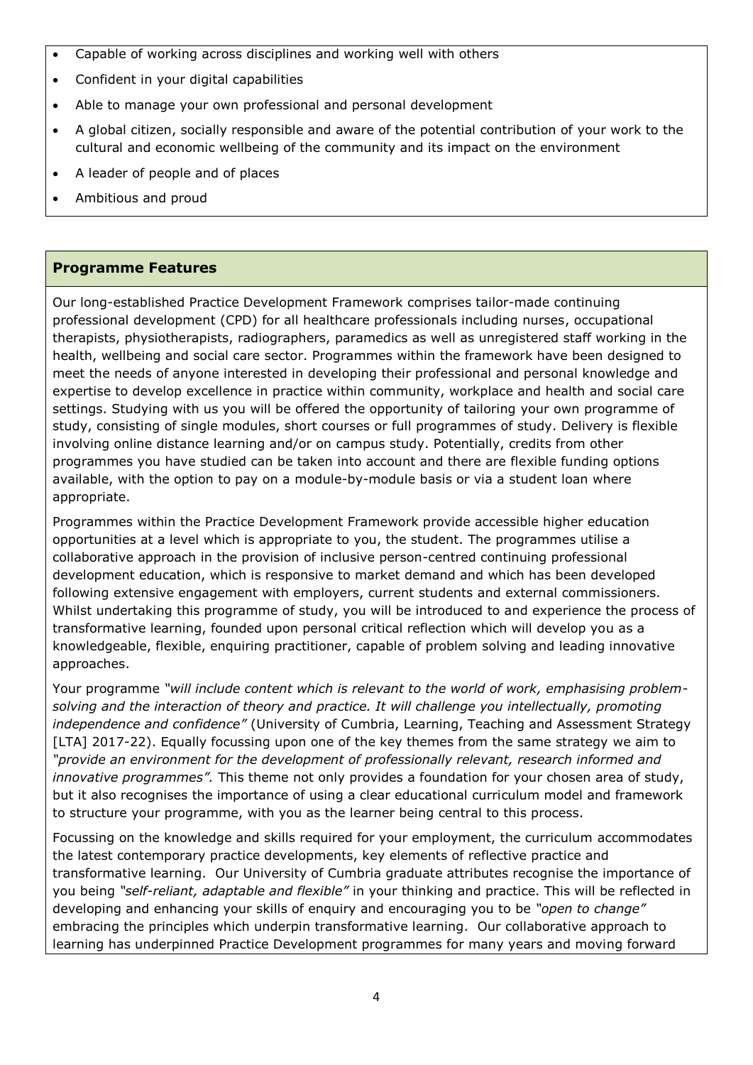- Capable of working across disciplines and working well with others
- Confident in your digital capabilities
- Able to manage your own professional and personal development
- A global citizen, socially responsible and aware of the potential contribution of your work to the cultural and economic wellbeing of the community and its impact on the environment
- A leader of people and of places
- Ambitious and proud

## Programme Features

Our long-established Practice Development Framework comprises tailor-made continuing professional development (CPD) for all healthcare professionals including nurses, occupational therapists, physiotherapists, radiographers, paramedics as well as unregistered staff working in the health, wellbeing and social care sector. Programmes within the framework have been designed to meet the needs of anyone interested in developing their professional and personal knowledge and expertise to develop excellence in practice within community, workplace and health and social care settings. Studying with us you will be offered the opportunity of tailoring your own programme of study, consisting of single modules, short courses or full programmes of study. Delivery is flexible involving online distance learning and/or on campus study. Potentially, credits from other programmes you have studied can be taken into account and there are flexible funding options available, with the option to pay on a module-by-module basis or via a student loan where appropriate.

Programmes within the Practice Development Framework provide accessible higher education opportunities at a level which is appropriate to you, the student. The programmes utilise a collaborative approach in the provision of inclusive person-centred continuing professional development education, which is responsive to market demand and which has been developed following extensive engagement with employers, current students and external commissioners. Whilst undertaking this programme of study, you will be introduced to and experience the process of transformative learning, founded upon personal critical reflection which will develop you as a knowledgeable, flexible, enquiring practitioner, capable of problem solving and leading innovative approaches.

Your programme *"will include content which is relevant to the world of work, emphasising problem-solving and the interaction of theory and practice. It will challenge you intellectually, promoting independence and confidence"* (University of Cumbria, Learning, Teaching and Assessment Strategy [LTA] 2017-22). Equally focussing upon one of the key themes from the same strategy we aim to *"provide an environment for the development of professionally relevant, research informed and innovative programmes".* This theme not only provides a foundation for your chosen area of study, but it also recognises the importance of using a clear educational curriculum model and framework to structure your programme, with you as the learner being central to this process.

Focussing on the knowledge and skills required for your employment, the curriculum accommodates the latest contemporary practice developments, key elements of reflective practice and transformative learning. Our University of Cumbria graduate attributes recognise the importance of you being *"self-reliant, adaptable and flexible"* in your thinking and practice. This will be reflected in developing and enhancing your skills of enquiry and encouraging you to be *"open to change"* embracing the principles which underpin transformative learning. Our collaborative approach to learning has underpinned Practice Development programmes for many years and moving forward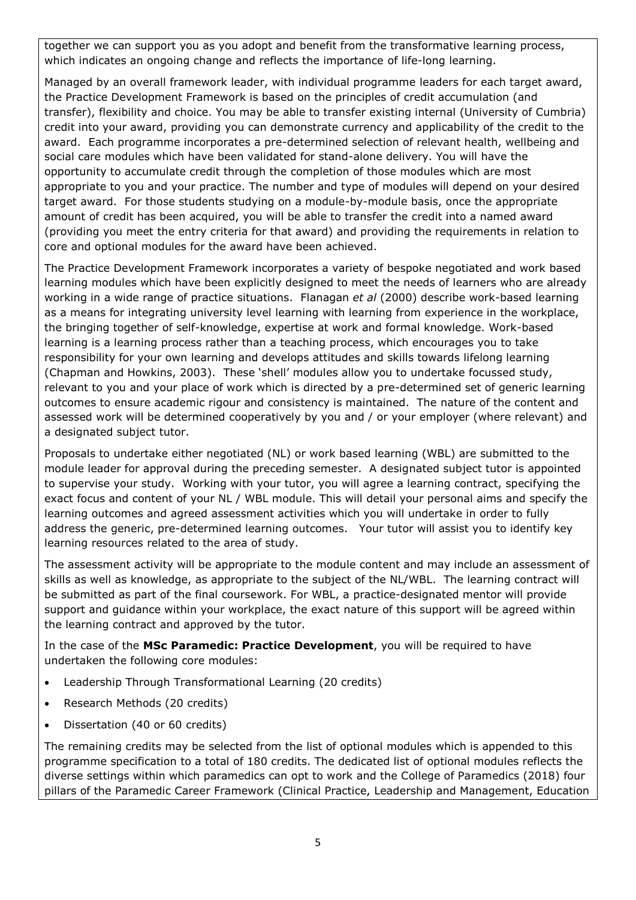together we can support you as you adopt and benefit from the transformative learning process, which indicates an ongoing change and reflects the importance of life-long learning.

Managed by an overall framework leader, with individual programme leaders for each target award, the Practice Development Framework is based on the principles of credit accumulation (and transfer), flexibility and choice. You may be able to transfer existing internal (University of Cumbria) credit into your award, providing you can demonstrate currency and applicability of the credit to the award. Each programme incorporates a pre-determined selection of relevant health, wellbeing and social care modules which have been validated for stand-alone delivery. You will have the opportunity to accumulate credit through the completion of those modules which are most appropriate to you and your practice. The number and type of modules will depend on your desired target award. For those students studying on a module-by-module basis, once the appropriate amount of credit has been acquired, you will be able to transfer the credit into a named award (providing you meet the entry criteria for that award) and providing the requirements in relation to core and optional modules for the award have been achieved.

The Practice Development Framework incorporates a variety of bespoke negotiated and work based learning modules which have been explicitly designed to meet the needs of learners who are already working in a wide range of practice situations. Flanagan *et al* (2000) describe work-based learning as a means for integrating university level learning with learning from experience in the workplace, the bringing together of self-knowledge, expertise at work and formal knowledge. Work-based learning is a learning process rather than a teaching process, which encourages you to take responsibility for your own learning and develops attitudes and skills towards lifelong learning (Chapman and Howkins, 2003). These 'shell' modules allow you to undertake focussed study, relevant to you and your place of work which is directed by a pre-determined set of generic learning outcomes to ensure academic rigour and consistency is maintained. The nature of the content and assessed work will be determined cooperatively by you and / or your employer (where relevant) and a designated subject tutor.

Proposals to undertake either negotiated (NL) or work based learning (WBL) are submitted to the module leader for approval during the preceding semester. A designated subject tutor is appointed to supervise your study. Working with your tutor, you will agree a learning contract, specifying the exact focus and content of your NL / WBL module. This will detail your personal aims and specify the learning outcomes and agreed assessment activities which you will undertake in order to fully address the generic, pre-determined learning outcomes. Your tutor will assist you to identify key learning resources related to the area of study.

The assessment activity will be appropriate to the module content and may include an assessment of skills as well as knowledge, as appropriate to the subject of the NL/WBL. The learning contract will be submitted as part of the final coursework. For WBL, a practice-designated mentor will provide support and guidance within your workplace, the exact nature of this support will be agreed within the learning contract and approved by the tutor.

In the case of the **MSc Paramedic: Practice Development**, you will be required to have undertaken the following core modules:

- Leadership Through Transformational Learning (20 credits)
- Research Methods (20 credits)
- Dissertation (40 or 60 credits)

The remaining credits may be selected from the list of optional modules which is appended to this programme specification to a total of 180 credits. The dedicated list of optional modules reflects the diverse settings within which paramedics can opt to work and the College of Paramedics (2018) four pillars of the Paramedic Career Framework (Clinical Practice, Leadership and Management, Education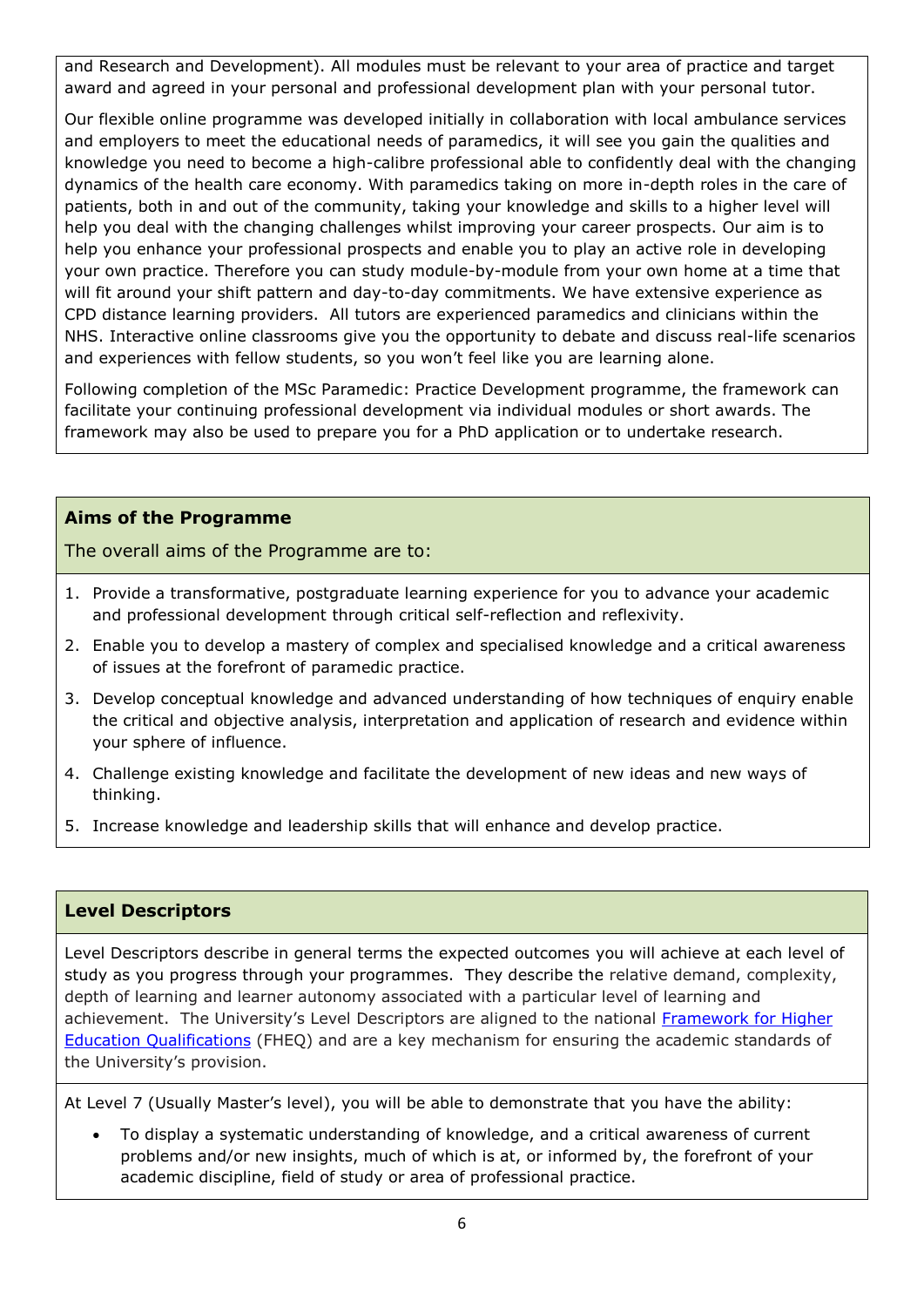and Research and Development). All modules must be relevant to your area of practice and target award and agreed in your personal and professional development plan with your personal tutor.

Our flexible online programme was developed initially in collaboration with local ambulance services and employers to meet the educational needs of paramedics, it will see you gain the qualities and knowledge you need to become a high-calibre professional able to confidently deal with the changing dynamics of the health care economy. With paramedics taking on more in-depth roles in the care of patients, both in and out of the community, taking your knowledge and skills to a higher level will help you deal with the changing challenges whilst improving your career prospects. Our aim is to help you enhance your professional prospects and enable you to play an active role in developing your own practice. Therefore you can study module-by-module from your own home at a time that will fit around your shift pattern and day-to-day commitments. We have extensive experience as CPD distance learning providers. All tutors are experienced paramedics and clinicians within the NHS. Interactive online classrooms give you the opportunity to debate and discuss real-life scenarios and experiences with fellow students, so you won't feel like you are learning alone.

Following completion of the MSc Paramedic: Practice Development programme, the framework can facilitate your continuing professional development via individual modules or short awards. The framework may also be used to prepare you for a PhD application or to undertake research.

## Aims of the Programme

The overall aims of the Programme are to:

1. Provide a transformative, postgraduate learning experience for you to advance your academic and professional development through critical self-reflection and reflexivity.
2. Enable you to develop a mastery of complex and specialised knowledge and a critical awareness of issues at the forefront of paramedic practice.
3. Develop conceptual knowledge and advanced understanding of how techniques of enquiry enable the critical and objective analysis, interpretation and application of research and evidence within your sphere of influence.
4. Challenge existing knowledge and facilitate the development of new ideas and new ways of thinking.
5. Increase knowledge and leadership skills that will enhance and develop practice.

## Level Descriptors

Level Descriptors describe in general terms the expected outcomes you will achieve at each level of study as you progress through your programmes. They describe the relative demand, complexity, depth of learning and learner autonomy associated with a particular level of learning and achievement. The University's Level Descriptors are aligned to the national [Framework for Higher Education Qualifications](#) (FHEQ) and are a key mechanism for ensuring the academic standards of the University's provision.

At Level 7 (Usually Master's level), you will be able to demonstrate that you have the ability:

- To display a systematic understanding of knowledge, and a critical awareness of current problems and/or new insights, much of which is at, or informed by, the forefront of your academic discipline, field of study or area of professional practice.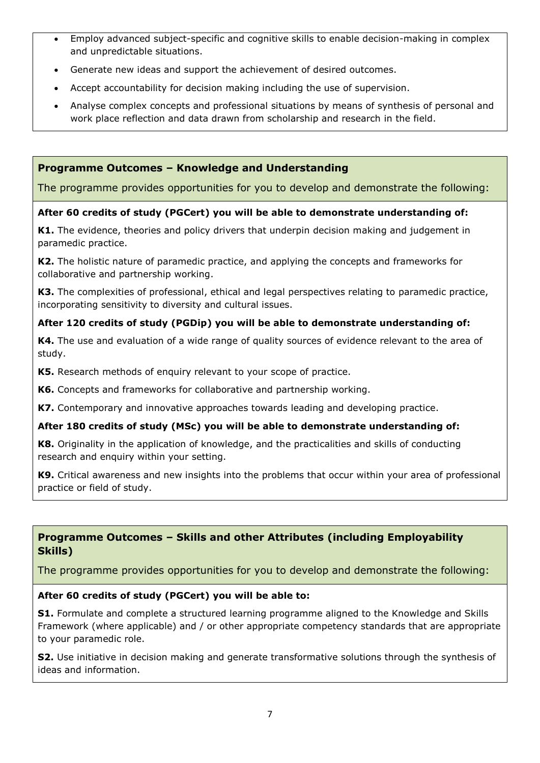- Employ advanced subject-specific and cognitive skills to enable decision-making in complex and unpredictable situations.
- Generate new ideas and support the achievement of desired outcomes.
- Accept accountability for decision making including the use of supervision.
- Analyse complex concepts and professional situations by means of synthesis of personal and work place reflection and data drawn from scholarship and research in the field.

## Programme Outcomes – Knowledge and Understanding

The programme provides opportunities for you to develop and demonstrate the following:

**After 60 credits of study (PGCert) you will be able to demonstrate understanding of:**

**K1.** The evidence, theories and policy drivers that underpin decision making and judgement in paramedic practice.

**K2.** The holistic nature of paramedic practice, and applying the concepts and frameworks for collaborative and partnership working.

**K3.** The complexities of professional, ethical and legal perspectives relating to paramedic practice, incorporating sensitivity to diversity and cultural issues.

**After 120 credits of study (PGDip) you will be able to demonstrate understanding of:**

**K4.** The use and evaluation of a wide range of quality sources of evidence relevant to the area of study.

**K5.** Research methods of enquiry relevant to your scope of practice.

**K6.** Concepts and frameworks for collaborative and partnership working.

**K7.** Contemporary and innovative approaches towards leading and developing practice.

**After 180 credits of study (MSc) you will be able to demonstrate understanding of:**

**K8.** Originality in the application of knowledge, and the practicalities and skills of conducting research and enquiry within your setting.

**K9.** Critical awareness and new insights into the problems that occur within your area of professional practice or field of study.

## Programme Outcomes – Skills and other Attributes (including Employability Skills)

The programme provides opportunities for you to develop and demonstrate the following:

**After 60 credits of study (PGCert) you will be able to:**

**S1.** Formulate and complete a structured learning programme aligned to the Knowledge and Skills Framework (where applicable) and / or other appropriate competency standards that are appropriate to your paramedic role.

**S2.** Use initiative in decision making and generate transformative solutions through the synthesis of ideas and information.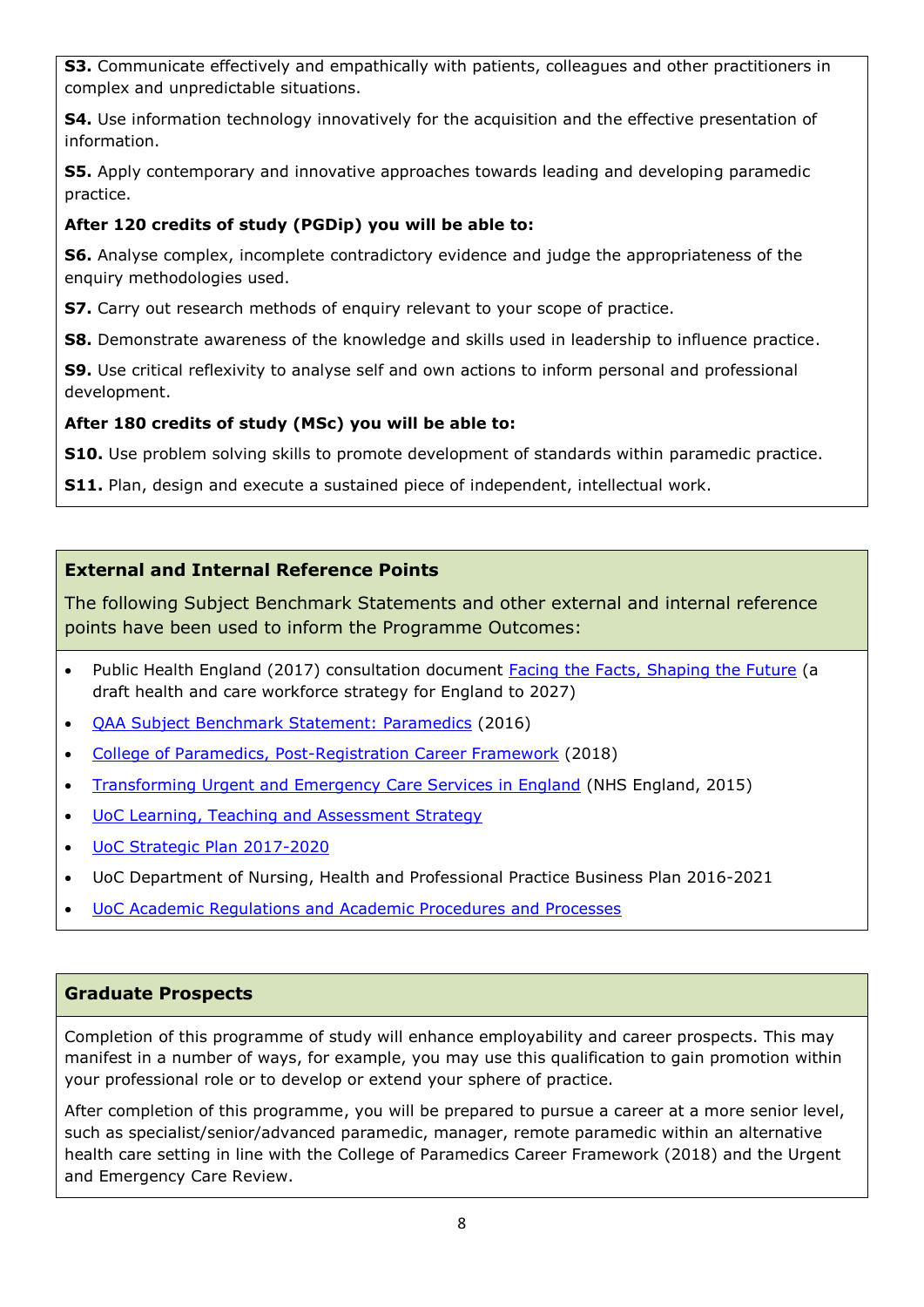**S3.** Communicate effectively and empathically with patients, colleagues and other practitioners in complex and unpredictable situations.

**S4.** Use information technology innovatively for the acquisition and the effective presentation of information.

**S5.** Apply contemporary and innovative approaches towards leading and developing paramedic practice.

**After 120 credits of study (PGDip) you will be able to:**

**S6.** Analyse complex, incomplete contradictory evidence and judge the appropriateness of the enquiry methodologies used.

**S7.** Carry out research methods of enquiry relevant to your scope of practice.

**S8.** Demonstrate awareness of the knowledge and skills used in leadership to influence practice.

**S9.** Use critical reflexivity to analyse self and own actions to inform personal and professional development.

**After 180 credits of study (MSc) you will be able to:**

**S10.** Use problem solving skills to promote development of standards within paramedic practice.

**S11.** Plan, design and execute a sustained piece of independent, intellectual work.

## External and Internal Reference Points

The following Subject Benchmark Statements and other external and internal reference points have been used to inform the Programme Outcomes:

- Public Health England (2017) consultation document Facing the Facts, Shaping the Future (a draft health and care workforce strategy for England to 2027)
- QAA Subject Benchmark Statement: Paramedics (2016)
- College of Paramedics, Post-Registration Career Framework (2018)
- Transforming Urgent and Emergency Care Services in England (NHS England, 2015)
- UoC Learning, Teaching and Assessment Strategy
- UoC Strategic Plan 2017-2020
- UoC Department of Nursing, Health and Professional Practice Business Plan 2016-2021
- UoC Academic Regulations and Academic Procedures and Processes

## Graduate Prospects

Completion of this programme of study will enhance employability and career prospects. This may manifest in a number of ways, for example, you may use this qualification to gain promotion within your professional role or to develop or extend your sphere of practice.

After completion of this programme, you will be prepared to pursue a career at a more senior level, such as specialist/senior/advanced paramedic, manager, remote paramedic within an alternative health care setting in line with the College of Paramedics Career Framework (2018) and the Urgent and Emergency Care Review.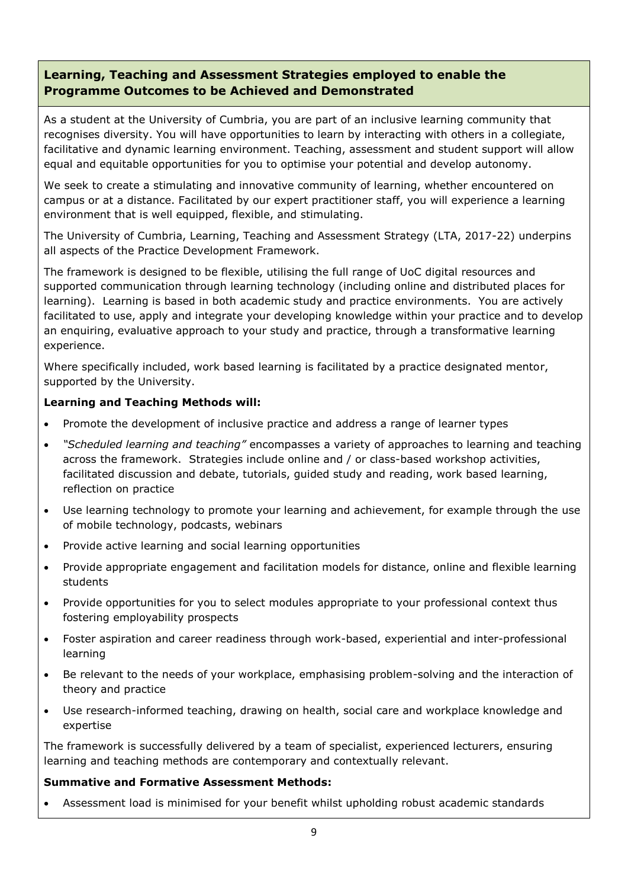## Learning, Teaching and Assessment Strategies employed to enable the Programme Outcomes to be Achieved and Demonstrated

As a student at the University of Cumbria, you are part of an inclusive learning community that recognises diversity. You will have opportunities to learn by interacting with others in a collegiate, facilitative and dynamic learning environment. Teaching, assessment and student support will allow equal and equitable opportunities for you to optimise your potential and develop autonomy.

We seek to create a stimulating and innovative community of learning, whether encountered on campus or at a distance. Facilitated by our expert practitioner staff, you will experience a learning environment that is well equipped, flexible, and stimulating.

The University of Cumbria, Learning, Teaching and Assessment Strategy (LTA, 2017-22) underpins all aspects of the Practice Development Framework.

The framework is designed to be flexible, utilising the full range of UoC digital resources and supported communication through learning technology (including online and distributed places for learning). Learning is based in both academic study and practice environments. You are actively facilitated to use, apply and integrate your developing knowledge within your practice and to develop an enquiring, evaluative approach to your study and practice, through a transformative learning experience.

Where specifically included, work based learning is facilitated by a practice designated mentor, supported by the University.

**Learning and Teaching Methods will:**

- Promote the development of inclusive practice and address a range of learner types
- *"Scheduled learning and teaching"* encompasses a variety of approaches to learning and teaching across the framework. Strategies include online and / or class-based workshop activities, facilitated discussion and debate, tutorials, guided study and reading, work based learning, reflection on practice
- Use learning technology to promote your learning and achievement, for example through the use of mobile technology, podcasts, webinars
- Provide active learning and social learning opportunities
- Provide appropriate engagement and facilitation models for distance, online and flexible learning students
- Provide opportunities for you to select modules appropriate to your professional context thus fostering employability prospects
- Foster aspiration and career readiness through work-based, experiential and inter-professional learning
- Be relevant to the needs of your workplace, emphasising problem-solving and the interaction of theory and practice
- Use research-informed teaching, drawing on health, social care and workplace knowledge and expertise

The framework is successfully delivered by a team of specialist, experienced lecturers, ensuring learning and teaching methods are contemporary and contextually relevant.

**Summative and Formative Assessment Methods:**

- Assessment load is minimised for your benefit whilst upholding robust academic standards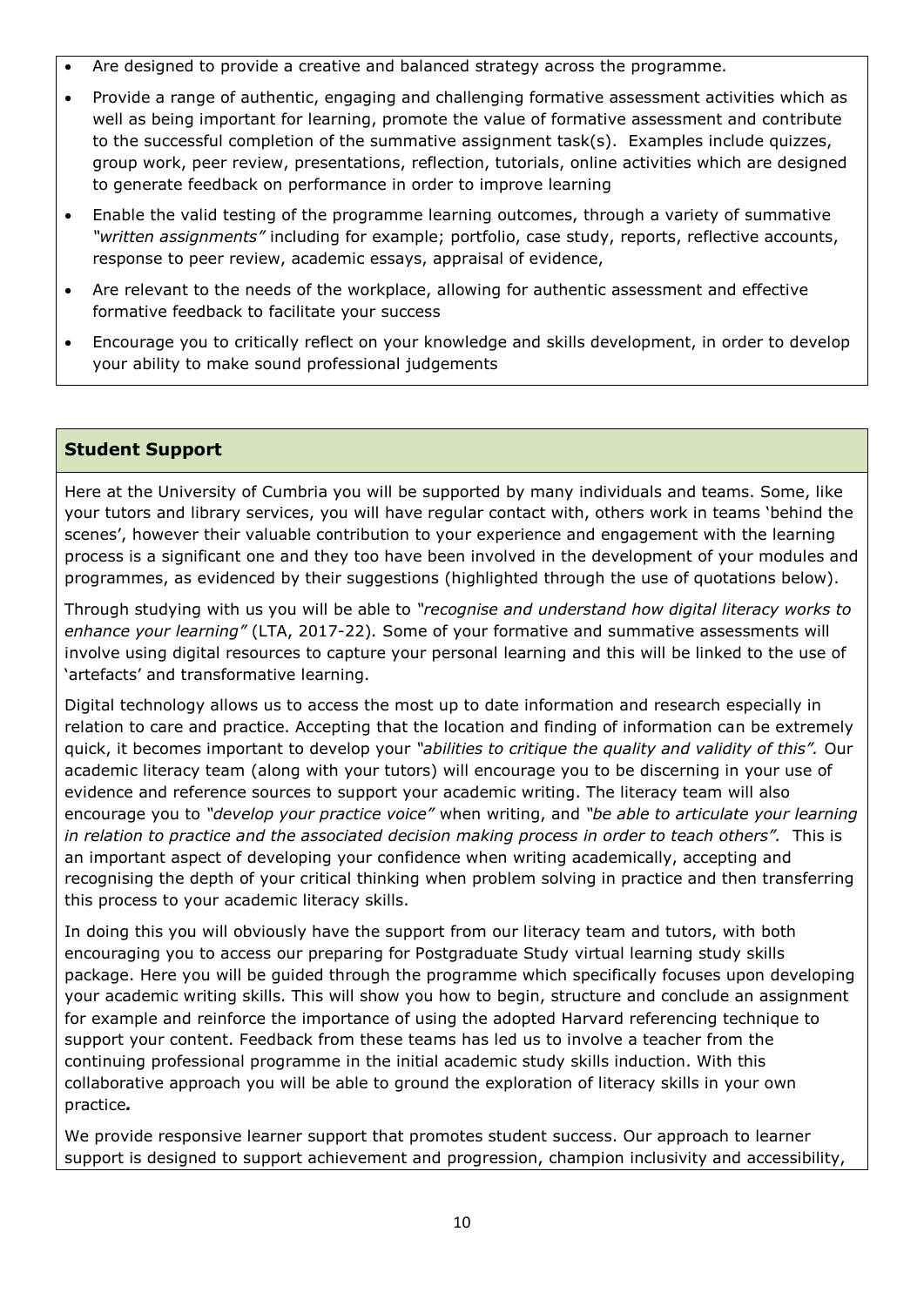- Are designed to provide a creative and balanced strategy across the programme.
- Provide a range of authentic, engaging and challenging formative assessment activities which as well as being important for learning, promote the value of formative assessment and contribute to the successful completion of the summative assignment task(s). Examples include quizzes, group work, peer review, presentations, reflection, tutorials, online activities which are designed to generate feedback on performance in order to improve learning
- Enable the valid testing of the programme learning outcomes, through a variety of summative *"written assignments"* including for example; portfolio, case study, reports, reflective accounts, response to peer review, academic essays, appraisal of evidence,
- Are relevant to the needs of the workplace, allowing for authentic assessment and effective formative feedback to facilitate your success
- Encourage you to critically reflect on your knowledge and skills development, in order to develop your ability to make sound professional judgements

## Student Support

Here at the University of Cumbria you will be supported by many individuals and teams. Some, like your tutors and library services, you will have regular contact with, others work in teams 'behind the scenes', however their valuable contribution to your experience and engagement with the learning process is a significant one and they too have been involved in the development of your modules and programmes, as evidenced by their suggestions (highlighted through the use of quotations below).

Through studying with us you will be able to *"recognise and understand how digital literacy works to enhance your learning"* (LTA, 2017-22). Some of your formative and summative assessments will involve using digital resources to capture your personal learning and this will be linked to the use of 'artefacts' and transformative learning.

Digital technology allows us to access the most up to date information and research especially in relation to care and practice. Accepting that the location and finding of information can be extremely quick, it becomes important to develop your *"abilities to critique the quality and validity of this".* Our academic literacy team (along with your tutors) will encourage you to be discerning in your use of evidence and reference sources to support your academic writing. The literacy team will also encourage you to *"develop your practice voice"* when writing, and *"be able to articulate your learning in relation to practice and the associated decision making process in order to teach others".* This is an important aspect of developing your confidence when writing academically, accepting and recognising the depth of your critical thinking when problem solving in practice and then transferring this process to your academic literacy skills.

In doing this you will obviously have the support from our literacy team and tutors, with both encouraging you to access our preparing for Postgraduate Study virtual learning study skills package. Here you will be guided through the programme which specifically focuses upon developing your academic writing skills. This will show you how to begin, structure and conclude an assignment for example and reinforce the importance of using the adopted Harvard referencing technique to support your content. Feedback from these teams has led us to involve a teacher from the continuing professional programme in the initial academic study skills induction. With this collaborative approach you will be able to ground the exploration of literacy skills in your own practice***.***

We provide responsive learner support that promotes student success. Our approach to learner support is designed to support achievement and progression, champion inclusivity and accessibility,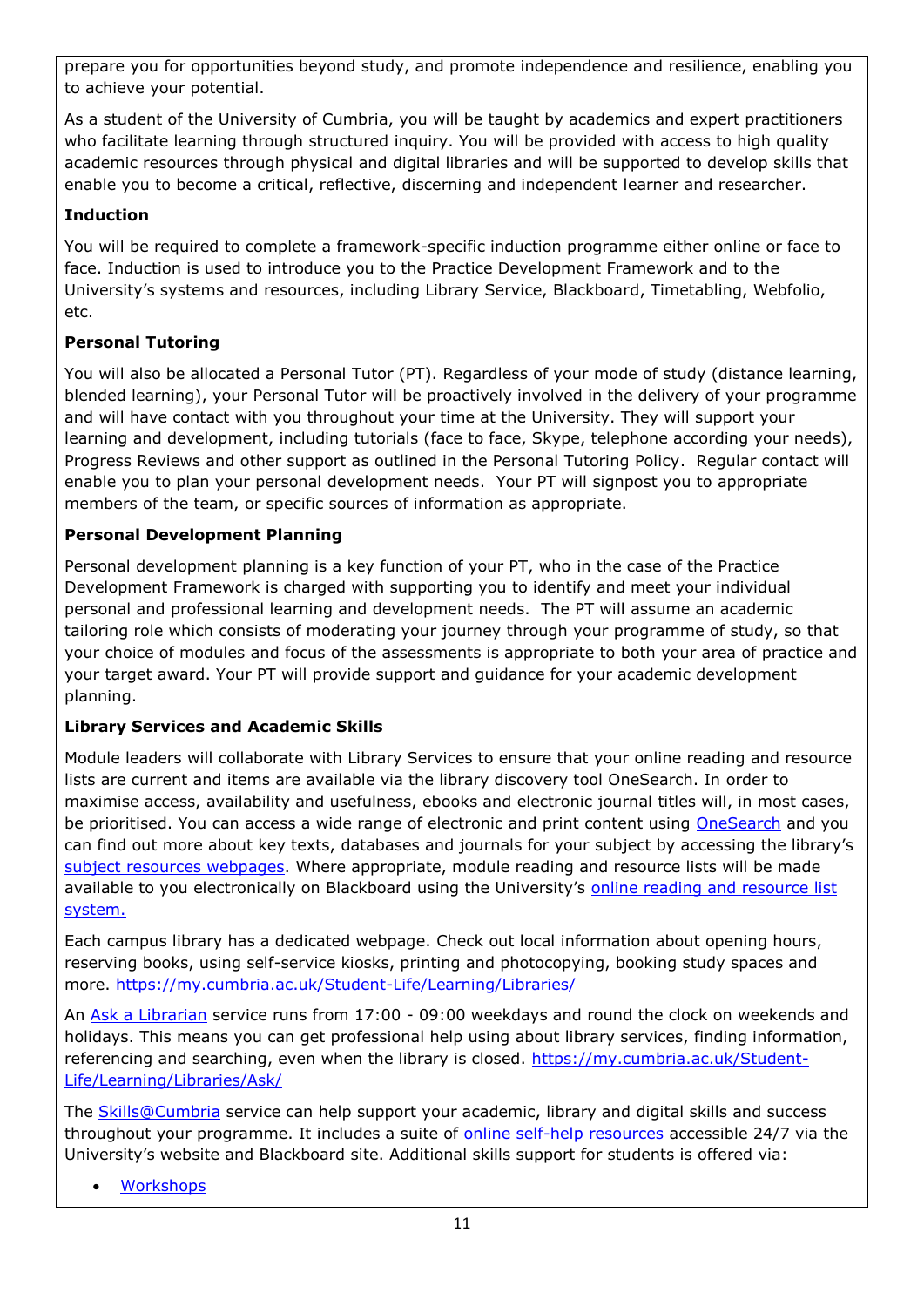prepare you for opportunities beyond study, and promote independence and resilience, enabling you to achieve your potential.

As a student of the University of Cumbria, you will be taught by academics and expert practitioners who facilitate learning through structured inquiry. You will be provided with access to high quality academic resources through physical and digital libraries and will be supported to develop skills that enable you to become a critical, reflective, discerning and independent learner and researcher.

**Induction**

You will be required to complete a framework-specific induction programme either online or face to face. Induction is used to introduce you to the Practice Development Framework and to the University's systems and resources, including Library Service, Blackboard, Timetabling, Webfolio, etc.

**Personal Tutoring**

You will also be allocated a Personal Tutor (PT). Regardless of your mode of study (distance learning, blended learning), your Personal Tutor will be proactively involved in the delivery of your programme and will have contact with you throughout your time at the University. They will support your learning and development, including tutorials (face to face, Skype, telephone according your needs), Progress Reviews and other support as outlined in the Personal Tutoring Policy. Regular contact will enable you to plan your personal development needs. Your PT will signpost you to appropriate members of the team, or specific sources of information as appropriate.

**Personal Development Planning**

Personal development planning is a key function of your PT, who in the case of the Practice Development Framework is charged with supporting you to identify and meet your individual personal and professional learning and development needs. The PT will assume an academic tailoring role which consists of moderating your journey through your programme of study, so that your choice of modules and focus of the assessments is appropriate to both your area of practice and your target award. Your PT will provide support and guidance for your academic development planning.

**Library Services and Academic Skills**

Module leaders will collaborate with Library Services to ensure that your online reading and resource lists are current and items are available via the library discovery tool OneSearch. In order to maximise access, availability and usefulness, ebooks and electronic journal titles will, in most cases, be prioritised. You can access a wide range of electronic and print content using OneSearch and you can find out more about key texts, databases and journals for your subject by accessing the library's subject resources webpages. Where appropriate, module reading and resource lists will be made available to you electronically on Blackboard using the University's online reading and resource list system.

Each campus library has a dedicated webpage. Check out local information about opening hours, reserving books, using self-service kiosks, printing and photocopying, booking study spaces and more. https://my.cumbria.ac.uk/Student-Life/Learning/Libraries/

An Ask a Librarian service runs from 17:00 - 09:00 weekdays and round the clock on weekends and holidays. This means you can get professional help using about library services, finding information, referencing and searching, even when the library is closed. https://my.cumbria.ac.uk/Student-Life/Learning/Libraries/Ask/

The Skills@Cumbria service can help support your academic, library and digital skills and success throughout your programme. It includes a suite of online self-help resources accessible 24/7 via the University's website and Blackboard site. Additional skills support for students is offered via:

- Workshops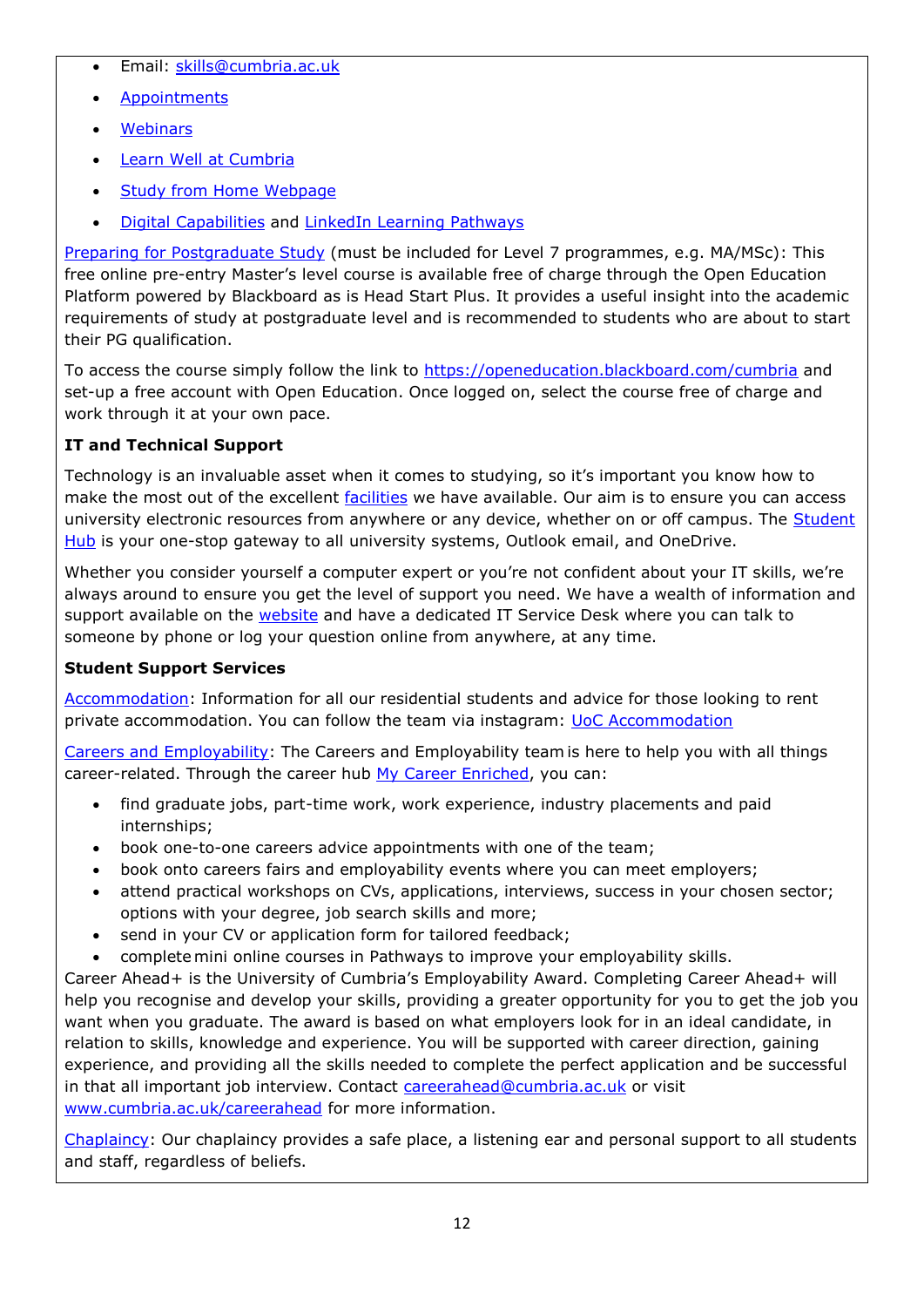- Email: skills@cumbria.ac.uk
- Appointments
- Webinars
- Learn Well at Cumbria
- Study from Home Webpage
- Digital Capabilities and LinkedIn Learning Pathways

Preparing for Postgraduate Study (must be included for Level 7 programmes, e.g. MA/MSc): This free online pre-entry Master's level course is available free of charge through the Open Education Platform powered by Blackboard as is Head Start Plus. It provides a useful insight into the academic requirements of study at postgraduate level and is recommended to students who are about to start their PG qualification.

To access the course simply follow the link to https://openeducation.blackboard.com/cumbria and set-up a free account with Open Education. Once logged on, select the course free of charge and work through it at your own pace.

**IT and Technical Support**

Technology is an invaluable asset when it comes to studying, so it's important you know how to make the most out of the excellent facilities we have available. Our aim is to ensure you can access university electronic resources from anywhere or any device, whether on or off campus. The Student Hub is your one-stop gateway to all university systems, Outlook email, and OneDrive.

Whether you consider yourself a computer expert or you're not confident about your IT skills, we're always around to ensure you get the level of support you need. We have a wealth of information and support available on the website and have a dedicated IT Service Desk where you can talk to someone by phone or log your question online from anywhere, at any time.

**Student Support Services**

Accommodation: Information for all our residential students and advice for those looking to rent private accommodation. You can follow the team via instagram: UoC Accommodation

Careers and Employability: The Careers and Employability team is here to help you with all things career-related. Through the career hub My Career Enriched, you can:

- find graduate jobs, part-time work, work experience, industry placements and paid internships;
- book one-to-one careers advice appointments with one of the team;
- book onto careers fairs and employability events where you can meet employers;
- attend practical workshops on CVs, applications, interviews, success in your chosen sector; options with your degree, job search skills and more;
- send in your CV or application form for tailored feedback;
- complete mini online courses in Pathways to improve your employability skills.

Career Ahead+ is the University of Cumbria's Employability Award. Completing Career Ahead+ will help you recognise and develop your skills, providing a greater opportunity for you to get the job you want when you graduate. The award is based on what employers look for in an ideal candidate, in relation to skills, knowledge and experience. You will be supported with career direction, gaining experience, and providing all the skills needed to complete the perfect application and be successful in that all important job interview. Contact careerahead@cumbria.ac.uk or visit www.cumbria.ac.uk/careerahead for more information.

Chaplaincy: Our chaplaincy provides a safe place, a listening ear and personal support to all students and staff, regardless of beliefs.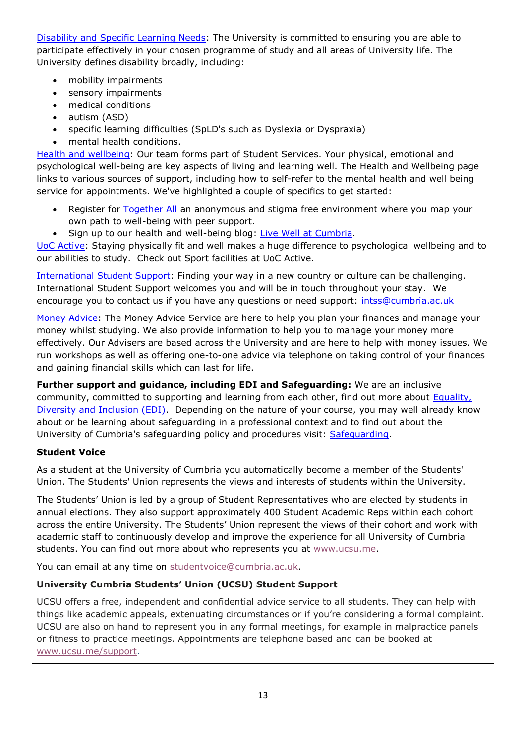Disability and Specific Learning Needs: The University is committed to ensuring you are able to participate effectively in your chosen programme of study and all areas of University life. The University defines disability broadly, including:

- mobility impairments
- sensory impairments
- medical conditions
- autism (ASD)
- specific learning difficulties (SpLD's such as Dyslexia or Dyspraxia)
- mental health conditions.

Health and wellbeing: Our team forms part of Student Services. Your physical, emotional and psychological well-being are key aspects of living and learning well. The Health and Wellbeing page links to various sources of support, including how to self-refer to the mental health and well being service for appointments. We've highlighted a couple of specifics to get started:

- Register for Together All an anonymous and stigma free environment where you map your own path to well-being with peer support.
- Sign up to our health and well-being blog: Live Well at Cumbria.

UoC Active: Staying physically fit and well makes a huge difference to psychological wellbeing and to our abilities to study. Check out Sport facilities at UoC Active.

International Student Support: Finding your way in a new country or culture can be challenging. International Student Support welcomes you and will be in touch throughout your stay. We encourage you to contact us if you have any questions or need support: intss@cumbria.ac.uk

Money Advice: The Money Advice Service are here to help you plan your finances and manage your money whilst studying. We also provide information to help you to manage your money more effectively. Our Advisers are based across the University and are here to help with money issues. We run workshops as well as offering one-to-one advice via telephone on taking control of your finances and gaining financial skills which can last for life.

**Further support and guidance, including EDI and Safeguarding:** We are an inclusive community, committed to supporting and learning from each other, find out more about Equality, Diversity and Inclusion (EDI). Depending on the nature of your course, you may well already know about or be learning about safeguarding in a professional context and to find out about the University of Cumbria's safeguarding policy and procedures visit: Safeguarding.

**Student Voice**

As a student at the University of Cumbria you automatically become a member of the Students' Union. The Students' Union represents the views and interests of students within the University.

The Students' Union is led by a group of Student Representatives who are elected by students in annual elections. They also support approximately 400 Student Academic Reps within each cohort across the entire University. The Students' Union represent the views of their cohort and work with academic staff to continuously develop and improve the experience for all University of Cumbria students. You can find out more about who represents you at www.ucsu.me.

You can email at any time on studentvoice@cumbria.ac.uk.

**University Cumbria Students' Union (UCSU) Student Support**

UCSU offers a free, independent and confidential advice service to all students. They can help with things like academic appeals, extenuating circumstances or if you're considering a formal complaint. UCSU are also on hand to represent you in any formal meetings, for example in malpractice panels or fitness to practice meetings. Appointments are telephone based and can be booked at www.ucsu.me/support.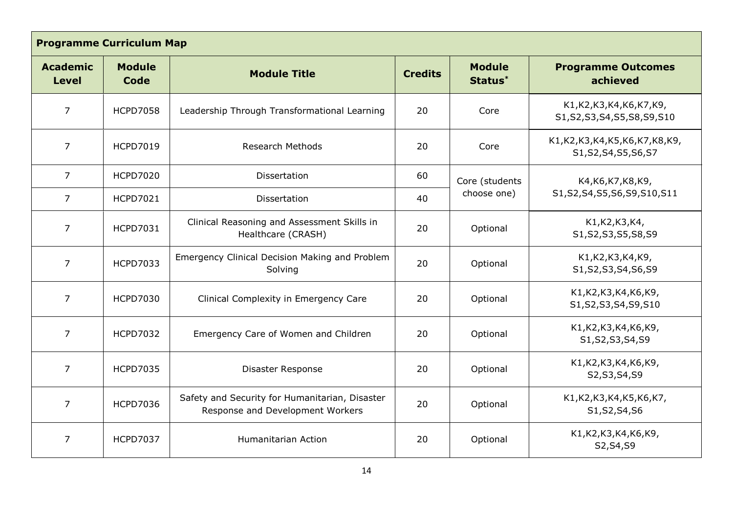| Programme Curriculum Map | | | | | |
|---|---|---|---|---|---|
| **Academic Level** | **Module Code** | **Module Title** | **Credits** | **Module Status*** | **Programme Outcomes achieved** |
| 7 | HCPD7058 | Leadership Through Transformational Learning | 20 | Core | K1,K2,K3,K4,K6,K7,K9, S1,S2,S3,S4,S5,S8,S9,S10 |
| 7 | HCPD7019 | Research Methods | 20 | Core | K1,K2,K3,K4,K5,K6,K7,K8,K9, S1,S2,S4,S5,S6,S7 |
| 7 | HCPD7020 | Dissertation | 60 | Core (students choose one) | K4,K6,K7,K8,K9, S1,S2,S4,S5,S6,S9,S10,S11 |
| 7 | HCPD7021 | Dissertation | 40 | | |
| 7 | HCPD7031 | Clinical Reasoning and Assessment Skills in Healthcare (CRASH) | 20 | Optional | K1,K2,K3,K4, S1,S2,S3,S5,S8,S9 |
| 7 | HCPD7033 | Emergency Clinical Decision Making and Problem Solving | 20 | Optional | K1,K2,K3,K4,K9, S1,S2,S3,S4,S6,S9 |
| 7 | HCPD7030 | Clinical Complexity in Emergency Care | 20 | Optional | K1,K2,K3,K4,K6,K9, S1,S2,S3,S4,S9,S10 |
| 7 | HCPD7032 | Emergency Care of Women and Children | 20 | Optional | K1,K2,K3,K4,K6,K9, S1,S2,S3,S4,S9 |
| 7 | HCPD7035 | Disaster Response | 20 | Optional | K1,K2,K3,K4,K6,K9, S2,S3,S4,S9 |
| 7 | HCPD7036 | Safety and Security for Humanitarian, Disaster Response and Development Workers | 20 | Optional | K1,K2,K3,K4,K5,K6,K7, S1,S2,S4,S6 |
| 7 | HCPD7037 | Humanitarian Action | 20 | Optional | K1,K2,K3,K4,K6,K9, S2,S4,S9 |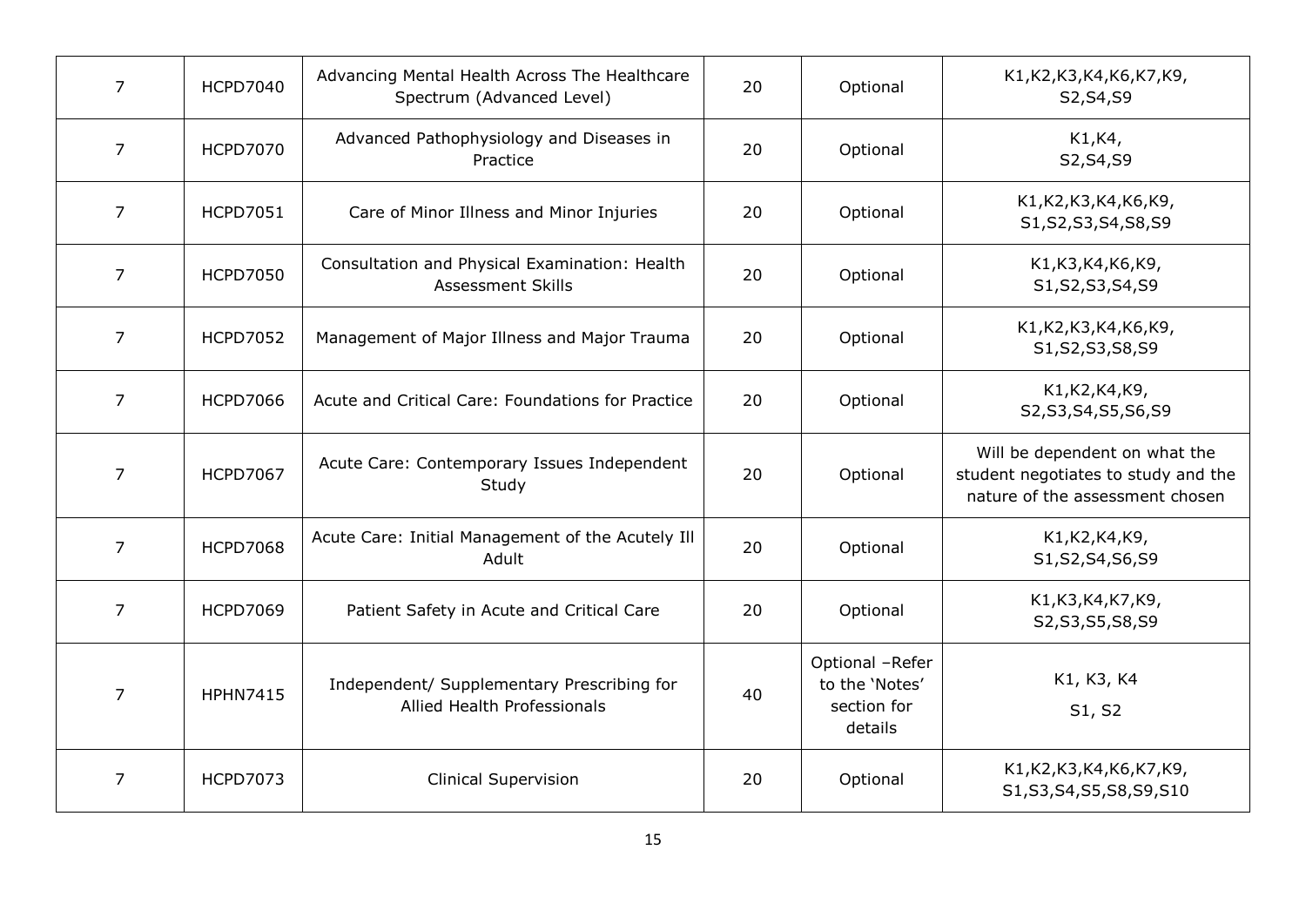| 7 | HCPD7040 | Advancing Mental Health Across The Healthcare Spectrum (Advanced Level) | 20 | Optional | K1,K2,K3,K4,K6,K7,K9, S2,S4,S9 |
|---|---|---|---|---|---|
| 7 | HCPD7070 | Advanced Pathophysiology and Diseases in Practice | 20 | Optional | K1,K4, S2,S4,S9 |
| 7 | HCPD7051 | Care of Minor Illness and Minor Injuries | 20 | Optional | K1,K2,K3,K4,K6,K9, S1,S2,S3,S4,S8,S9 |
| 7 | HCPD7050 | Consultation and Physical Examination: Health Assessment Skills | 20 | Optional | K1,K3,K4,K6,K9, S1,S2,S3,S4,S9 |
| 7 | HCPD7052 | Management of Major Illness and Major Trauma | 20 | Optional | K1,K2,K3,K4,K6,K9, S1,S2,S3,S8,S9 |
| 7 | HCPD7066 | Acute and Critical Care: Foundations for Practice | 20 | Optional | K1,K2,K4,K9, S2,S3,S4,S5,S6,S9 |
| 7 | HCPD7067 | Acute Care: Contemporary Issues Independent Study | 20 | Optional | Will be dependent on what the student negotiates to study and the nature of the assessment chosen |
| 7 | HCPD7068 | Acute Care: Initial Management of the Acutely Ill Adult | 20 | Optional | K1,K2,K4,K9, S1,S2,S4,S6,S9 |
| 7 | HCPD7069 | Patient Safety in Acute and Critical Care | 20 | Optional | K1,K3,K4,K7,K9, S2,S3,S5,S8,S9 |
| 7 | HPHN7415 | Independent/ Supplementary Prescribing for Allied Health Professionals | 40 | Optional –Refer to the 'Notes' section for details | K1, K3, K4 S1, S2 |
| 7 | HCPD7073 | Clinical Supervision | 20 | Optional | K1,K2,K3,K4,K6,K7,K9, S1,S3,S4,S5,S8,S9,S10 |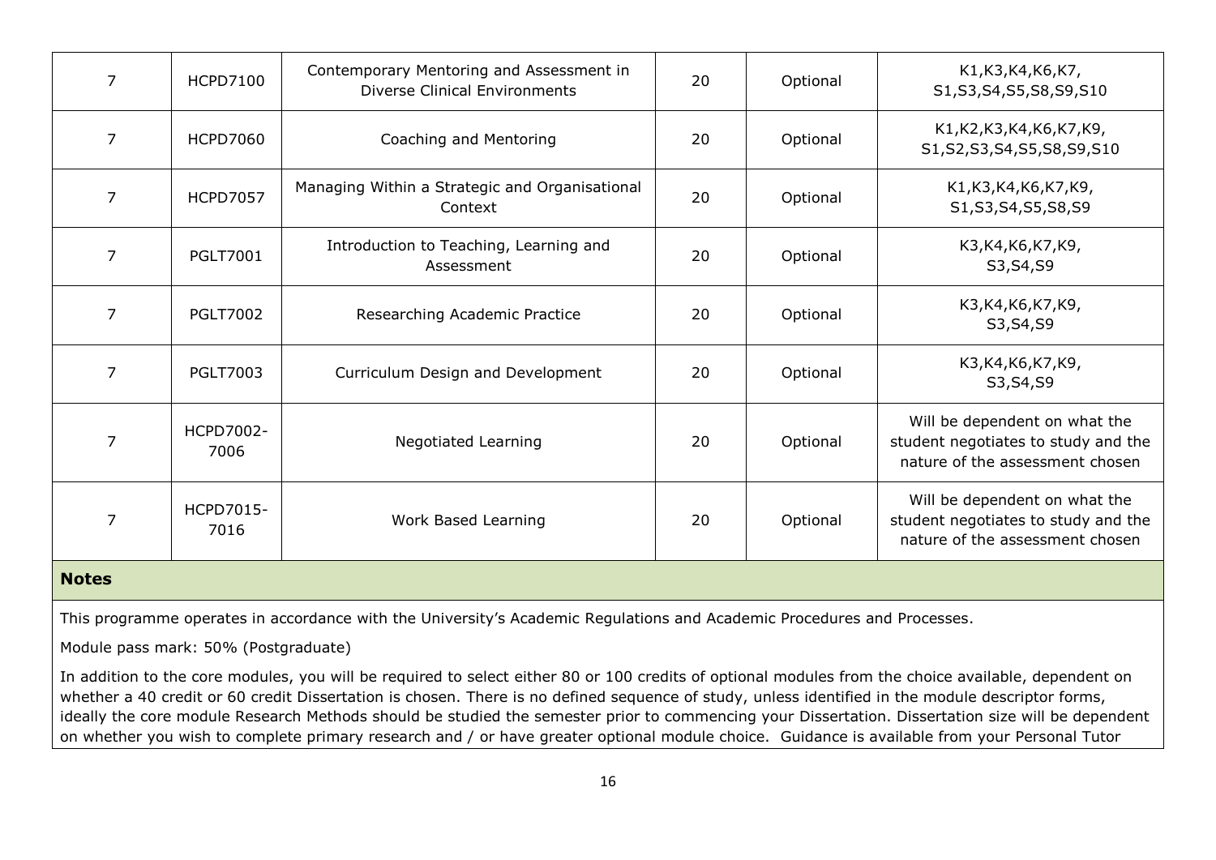| | | | | | |
|---|---|---|---|---|---|
| 7 | HCPD7100 | Contemporary Mentoring and Assessment in Diverse Clinical Environments | 20 | Optional | K1,K3,K4,K6,K7, S1,S3,S4,S5,S8,S9,S10 |
| 7 | HCPD7060 | Coaching and Mentoring | 20 | Optional | K1,K2,K3,K4,K6,K7,K9, S1,S2,S3,S4,S5,S8,S9,S10 |
| 7 | HCPD7057 | Managing Within a Strategic and Organisational Context | 20 | Optional | K1,K3,K4,K6,K7,K9, S1,S3,S4,S5,S8,S9 |
| 7 | PGLT7001 | Introduction to Teaching, Learning and Assessment | 20 | Optional | K3,K4,K6,K7,K9, S3,S4,S9 |
| 7 | PGLT7002 | Researching Academic Practice | 20 | Optional | K3,K4,K6,K7,K9, S3,S4,S9 |
| 7 | PGLT7003 | Curriculum Design and Development | 20 | Optional | K3,K4,K6,K7,K9, S3,S4,S9 |
| 7 | HCPD7002-7006 | Negotiated Learning | 20 | Optional | Will be dependent on what the student negotiates to study and the nature of the assessment chosen |
| 7 | HCPD7015-7016 | Work Based Learning | 20 | Optional | Will be dependent on what the student negotiates to study and the nature of the assessment chosen |

**Notes**

This programme operates in accordance with the University's Academic Regulations and Academic Procedures and Processes.

Module pass mark: 50% (Postgraduate)

In addition to the core modules, you will be required to select either 80 or 100 credits of optional modules from the choice available, dependent on whether a 40 credit or 60 credit Dissertation is chosen. There is no defined sequence of study, unless identified in the module descriptor forms, ideally the core module Research Methods should be studied the semester prior to commencing your Dissertation. Dissertation size will be dependent on whether you wish to complete primary research and / or have greater optional module choice. Guidance is available from your Personal Tutor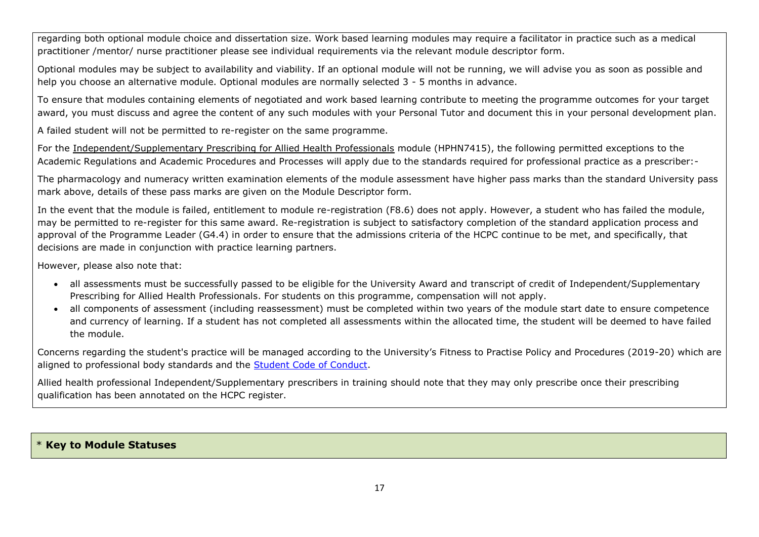regarding both optional module choice and dissertation size. Work based learning modules may require a facilitator in practice such as a medical practitioner /mentor/ nurse practitioner please see individual requirements via the relevant module descriptor form.

Optional modules may be subject to availability and viability. If an optional module will not be running, we will advise you as soon as possible and help you choose an alternative module. Optional modules are normally selected 3 - 5 months in advance.

To ensure that modules containing elements of negotiated and work based learning contribute to meeting the programme outcomes for your target award, you must discuss and agree the content of any such modules with your Personal Tutor and document this in your personal development plan.

A failed student will not be permitted to re-register on the same programme.

For the Independent/Supplementary Prescribing for Allied Health Professionals module (HPHN7415), the following permitted exceptions to the Academic Regulations and Academic Procedures and Processes will apply due to the standards required for professional practice as a prescriber:-

The pharmacology and numeracy written examination elements of the module assessment have higher pass marks than the standard University pass mark above, details of these pass marks are given on the Module Descriptor form.

In the event that the module is failed, entitlement to module re-registration (F8.6) does not apply. However, a student who has failed the module, may be permitted to re-register for this same award. Re-registration is subject to satisfactory completion of the standard application process and approval of the Programme Leader (G4.4) in order to ensure that the admissions criteria of the HCPC continue to be met, and specifically, that decisions are made in conjunction with practice learning partners.

However, please also note that:

- all assessments must be successfully passed to be eligible for the University Award and transcript of credit of Independent/Supplementary Prescribing for Allied Health Professionals. For students on this programme, compensation will not apply.
- all components of assessment (including reassessment) must be completed within two years of the module start date to ensure competence and currency of learning. If a student has not completed all assessments within the allocated time, the student will be deemed to have failed the module.

Concerns regarding the student's practice will be managed according to the University's Fitness to Practise Policy and Procedures (2019-20) which are aligned to professional body standards and the Student Code of Conduct.

Allied health professional Independent/Supplementary prescribers in training should note that they may only prescribe once their prescribing qualification has been annotated on the HCPC register.

\* **Key to Module Statuses**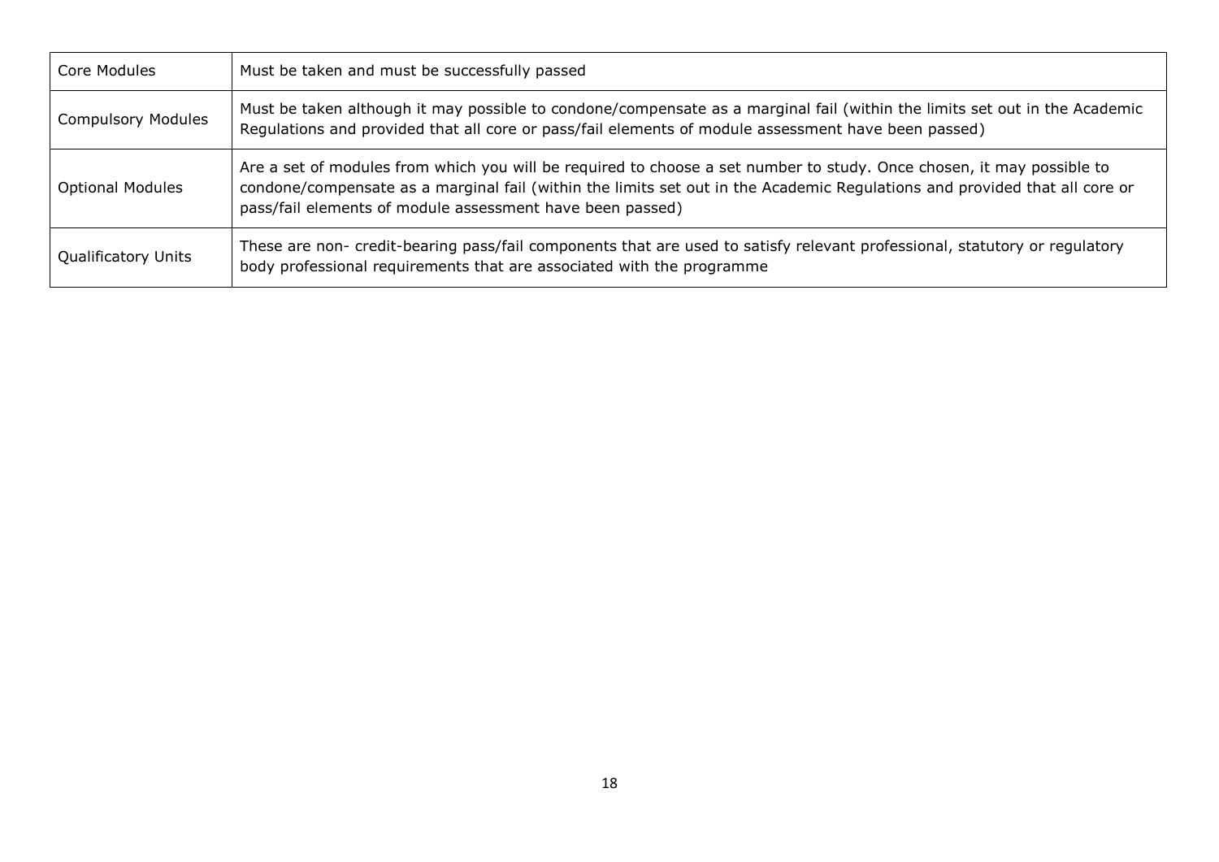| Core Modules | Must be taken and must be successfully passed |
|---|---|
| Compulsory Modules | Must be taken although it may possible to condone/compensate as a marginal fail (within the limits set out in the Academic Regulations and provided that all core or pass/fail elements of module assessment have been passed) |
| Optional Modules | Are a set of modules from which you will be required to choose a set number to study. Once chosen, it may possible to condone/compensate as a marginal fail (within the limits set out in the Academic Regulations and provided that all core or pass/fail elements of module assessment have been passed) |
| Qualificatory Units | These are non- credit-bearing pass/fail components that are used to satisfy relevant professional, statutory or regulatory body professional requirements that are associated with the programme |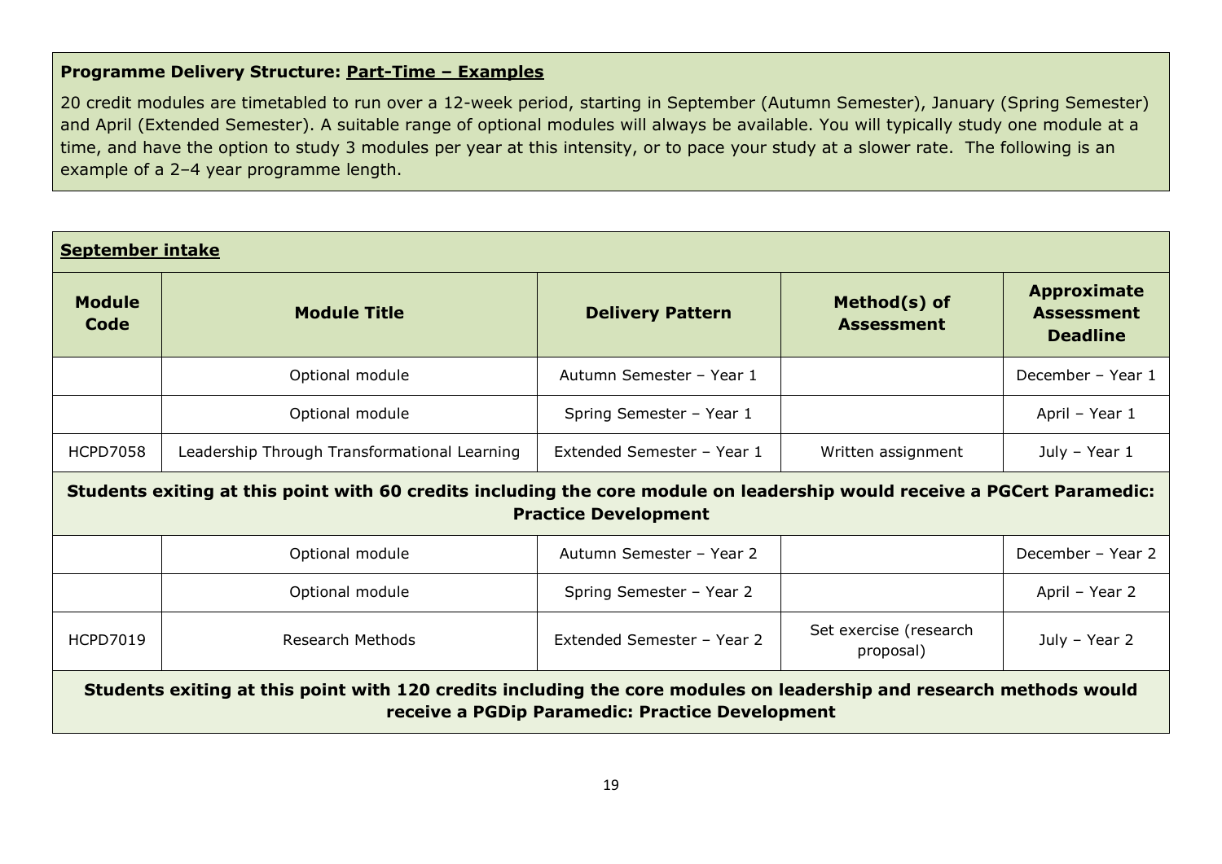**Programme Delivery Structure: <u>Part-Time – Examples</u>**

20 credit modules are timetabled to run over a 12-week period, starting in September (Autumn Semester), January (Spring Semester) and April (Extended Semester). A suitable range of optional modules will always be available. You will typically study one module at a time, and have the option to study 3 modules per year at this intensity, or to pace your study at a slower rate. The following is an example of a 2–4 year programme length.

**<u>September intake</u>**

| Module Code | Module Title | Delivery Pattern | Method(s) of Assessment | Approximate Assessment Deadline |
|---|---|---|---|---|
| | Optional module | Autumn Semester – Year 1 | | December – Year 1 |
| | Optional module | Spring Semester – Year 1 | | April – Year 1 |
| HCPD7058 | Leadership Through Transformational Learning | Extended Semester – Year 1 | Written assignment | July – Year 1 |
| **Students exiting at this point with 60 credits including the core module on leadership would receive a PGCert Paramedic: Practice Development** | | | | |
| | Optional module | Autumn Semester – Year 2 | | December – Year 2 |
| | Optional module | Spring Semester – Year 2 | | April – Year 2 |
| HCPD7019 | Research Methods | Extended Semester – Year 2 | Set exercise (research proposal) | July – Year 2 |
| **Students exiting at this point with 120 credits including the core modules on leadership and research methods would receive a PGDip Paramedic: Practice Development** | | | | |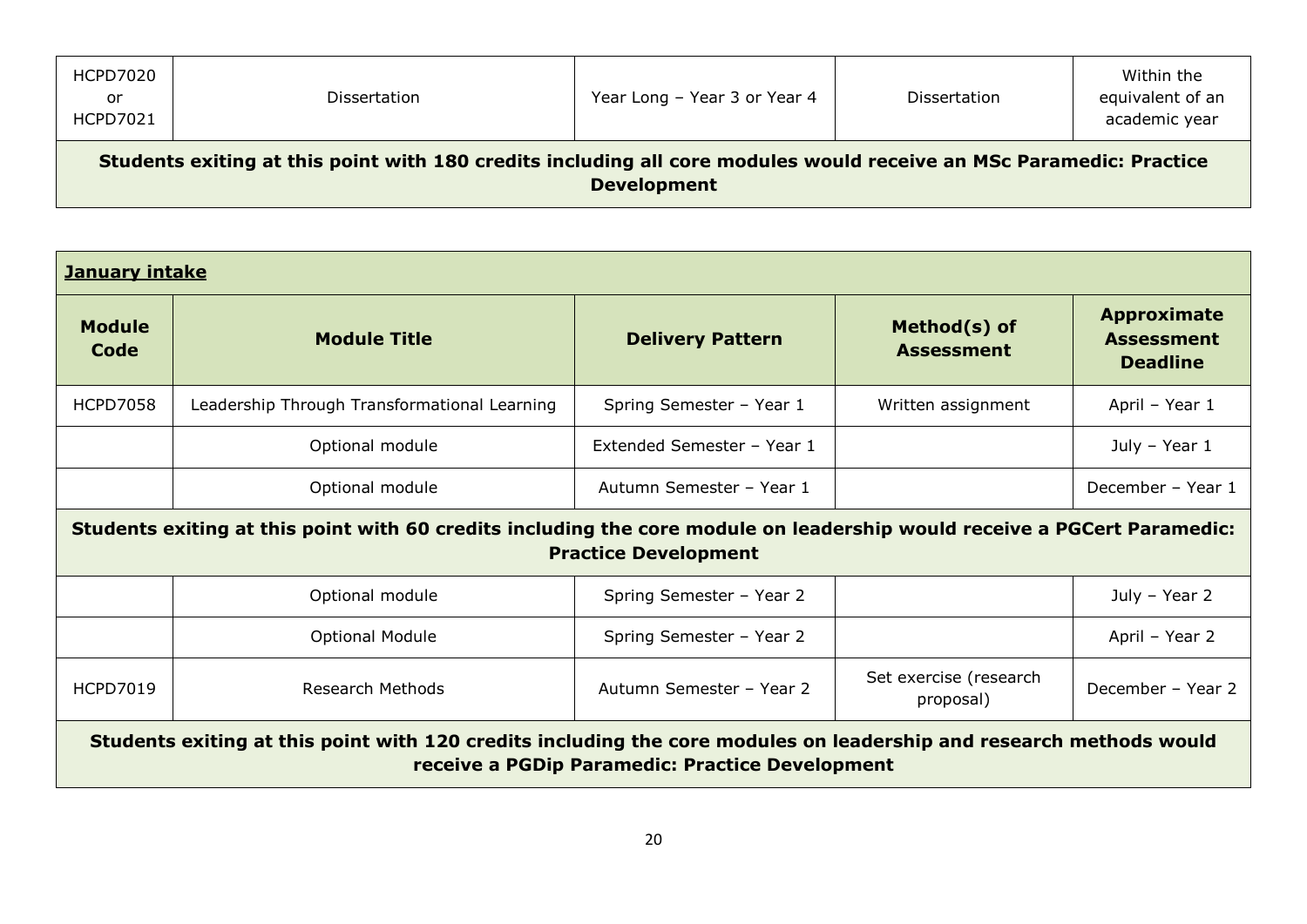| | | | | |
|---|---|---|---|---|
| HCPD7020 or HCPD7021 | Dissertation | Year Long – Year 3 or Year 4 | Dissertation | Within the equivalent of an academic year |
| **Students exiting at this point with 180 credits including all core modules would receive an MSc Paramedic: Practice Development** | | | | |

**January intake**

| Module Code | Module Title | Delivery Pattern | Method(s) of Assessment | Approximate Assessment Deadline |
|---|---|---|---|---|
| HCPD7058 | Leadership Through Transformational Learning | Spring Semester – Year 1 | Written assignment | April – Year 1 |
| | Optional module | Extended Semester – Year 1 | | July – Year 1 |
| | Optional module | Autumn Semester – Year 1 | | December – Year 1 |
| **Students exiting at this point with 60 credits including the core module on leadership would receive a PGCert Paramedic: Practice Development** | | | | |
| | Optional module | Spring Semester – Year 2 | | July – Year 2 |
| | Optional Module | Spring Semester – Year 2 | | April – Year 2 |
| HCPD7019 | Research Methods | Autumn Semester – Year 2 | Set exercise (research proposal) | December – Year 2 |
| **Students exiting at this point with 120 credits including the core modules on leadership and research methods would receive a PGDip Paramedic: Practice Development** | | | | |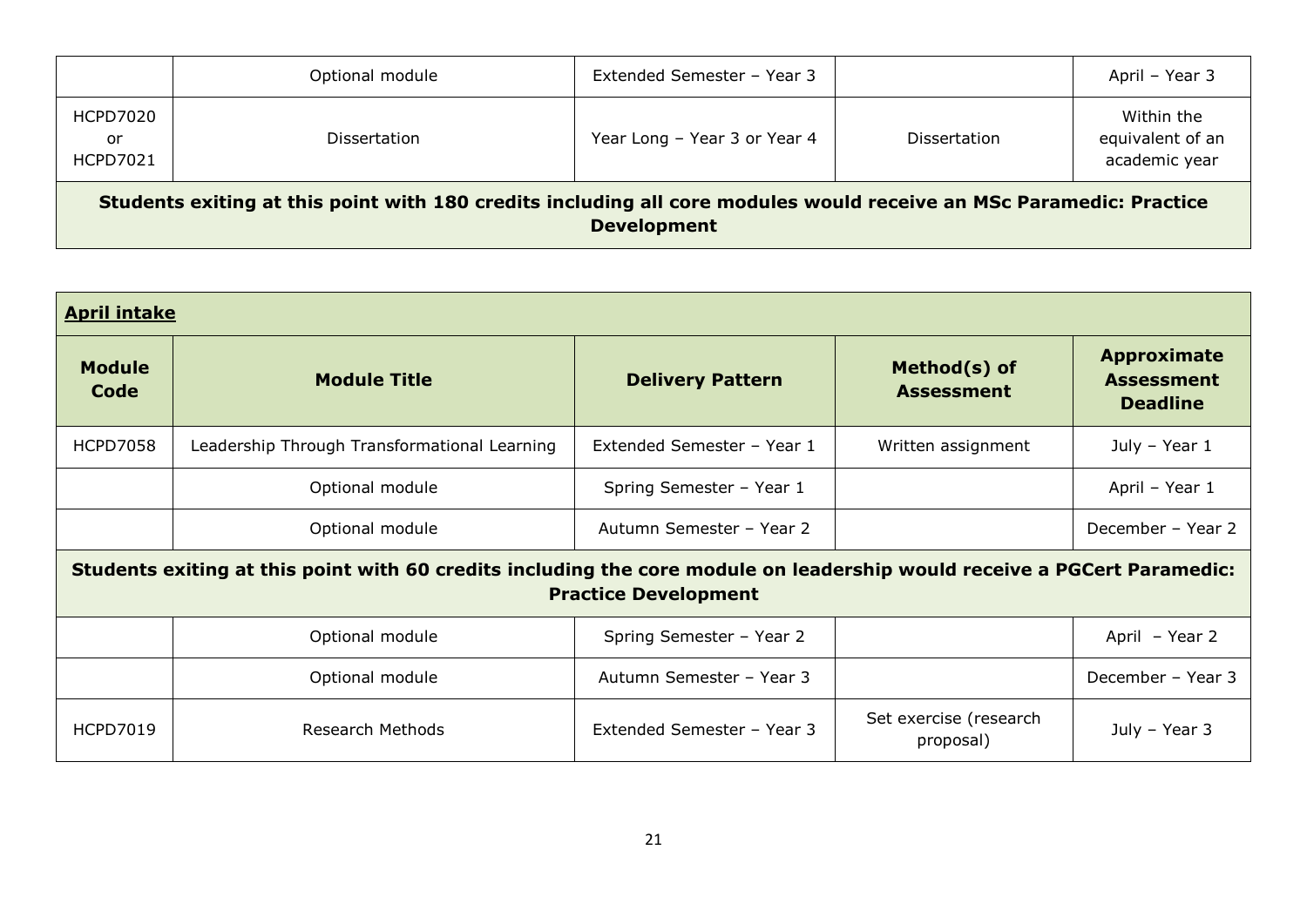| | Optional module | Extended Semester – Year 3 | | April – Year 3 |
|---|---|---|---|---|
| HCPD7020 or HCPD7021 | Dissertation | Year Long – Year 3 or Year 4 | Dissertation | Within the equivalent of an academic year |
| **Students exiting at this point with 180 credits including all core modules would receive an MSc Paramedic: Practice Development** | | | | |

| **April intake** | | | | |
|---|---|---|---|---|
| **Module Code** | **Module Title** | **Delivery Pattern** | **Method(s) of Assessment** | **Approximate Assessment Deadline** |
| HCPD7058 | Leadership Through Transformational Learning | Extended Semester – Year 1 | Written assignment | July – Year 1 |
| | Optional module | Spring Semester – Year 1 | | April – Year 1 |
| | Optional module | Autumn Semester – Year 2 | | December – Year 2 |
| **Students exiting at this point with 60 credits including the core module on leadership would receive a PGCert Paramedic: Practice Development** | | | | |
| | Optional module | Spring Semester – Year 2 | | April – Year 2 |
| | Optional module | Autumn Semester – Year 3 | | December – Year 3 |
| HCPD7019 | Research Methods | Extended Semester – Year 3 | Set exercise (research proposal) | July – Year 3 |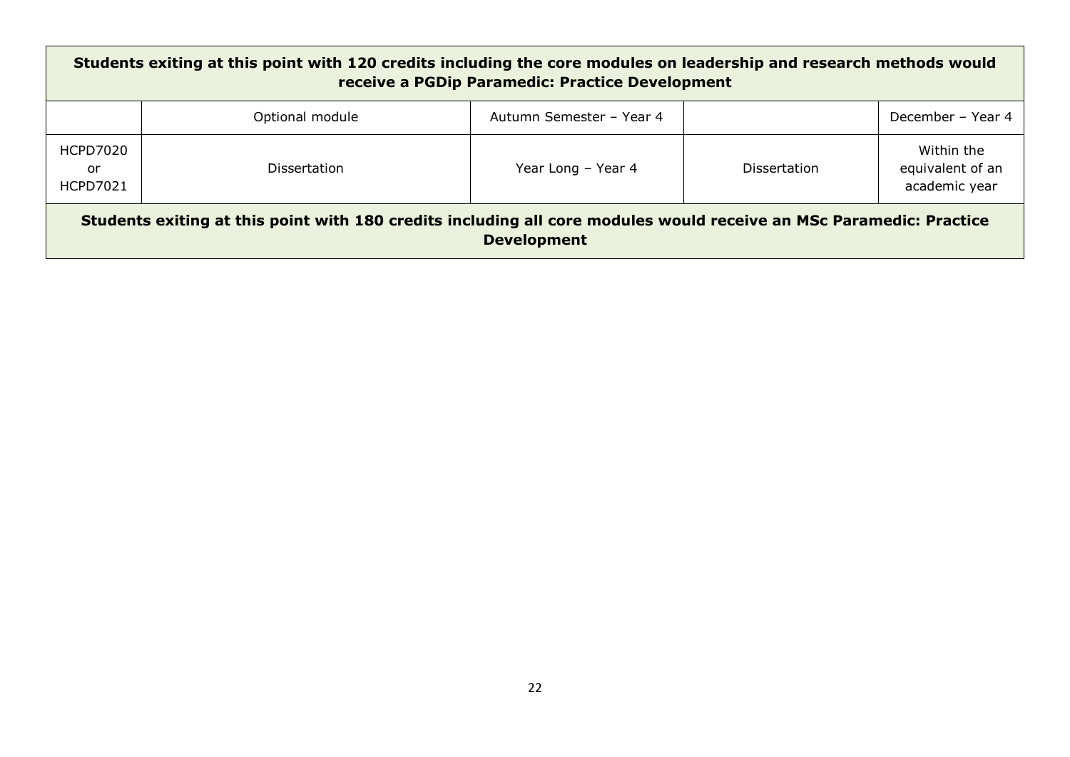| Students exiting at this point with 120 credits including the core modules on leadership and research methods would receive a PGDip Paramedic: Practice Development | | | | |
|---|---|---|---|---|
| | Optional module | Autumn Semester – Year 4 | | December – Year 4 |
| HCPD7020 or HCPD7021 | Dissertation | Year Long – Year 4 | Dissertation | Within the equivalent of an academic year |
| **Students exiting at this point with 180 credits including all core modules would receive an MSc Paramedic: Practice Development** | | | | |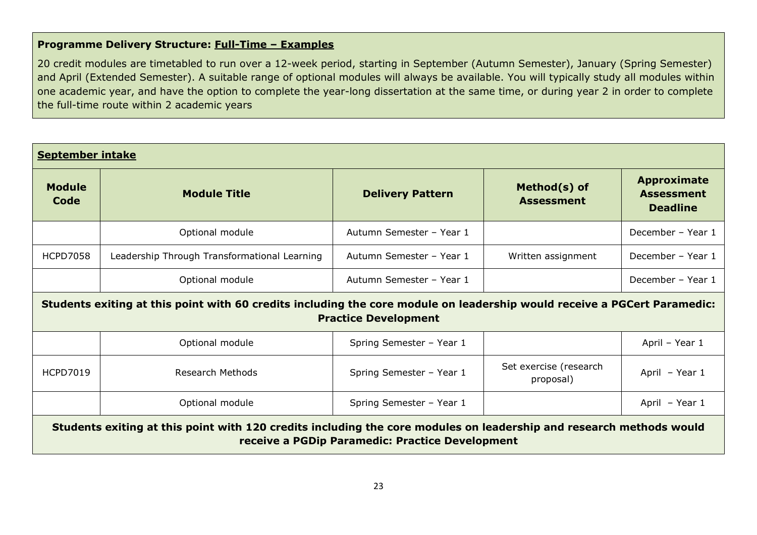**Programme Delivery Structure: Full-Time – Examples**

20 credit modules are timetabled to run over a 12-week period, starting in September (Autumn Semester), January (Spring Semester) and April (Extended Semester). A suitable range of optional modules will always be available. You will typically study all modules within one academic year, and have the option to complete the year-long dissertation at the same time, or during year 2 in order to complete the full-time route within 2 academic years

**September intake**

| Module Code | Module Title | Delivery Pattern | Method(s) of Assessment | Approximate Assessment Deadline |
|---|---|---|---|---|
| | Optional module | Autumn Semester – Year 1 | | December – Year 1 |
| HCPD7058 | Leadership Through Transformational Learning | Autumn Semester – Year 1 | Written assignment | December – Year 1 |
| | Optional module | Autumn Semester – Year 1 | | December – Year 1 |
| **Students exiting at this point with 60 credits including the core module on leadership would receive a PGCert Paramedic: Practice Development** | | | | |
| | Optional module | Spring Semester – Year 1 | | April – Year 1 |
| HCPD7019 | Research Methods | Spring Semester – Year 1 | Set exercise (research proposal) | April – Year 1 |
| | Optional module | Spring Semester – Year 1 | | April – Year 1 |
| **Students exiting at this point with 120 credits including the core modules on leadership and research methods would receive a PGDip Paramedic: Practice Development** | | | | |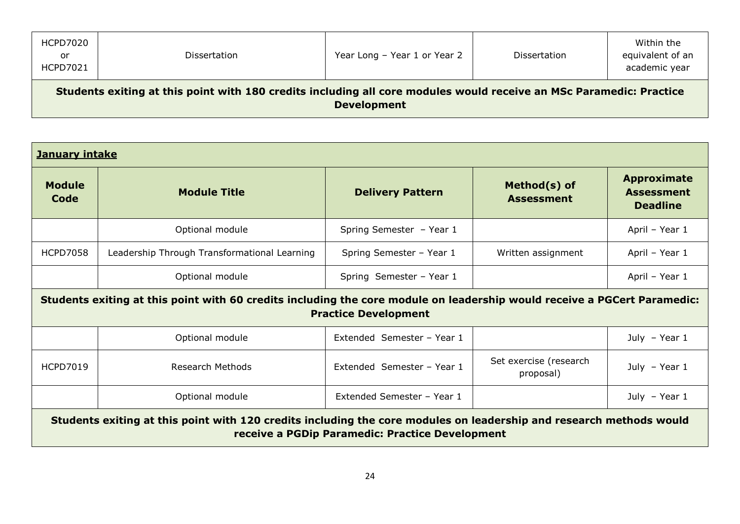| | | | | |
|---|---|---|---|---|
| HCPD7020 or HCPD7021 | Dissertation | Year Long – Year 1 or Year 2 | Dissertation | Within the equivalent of an academic year |
| **Students exiting at this point with 180 credits including all core modules would receive an MSc Paramedic: Practice Development** | | | | |

| **January intake** | | | | |
|---|---|---|---|---|
| **Module Code** | **Module Title** | **Delivery Pattern** | **Method(s) of Assessment** | **Approximate Assessment Deadline** |
| | Optional module | Spring Semester – Year 1 | | April – Year 1 |
| HCPD7058 | Leadership Through Transformational Learning | Spring Semester – Year 1 | Written assignment | April – Year 1 |
| | Optional module | Spring Semester – Year 1 | | April – Year 1 |
| **Students exiting at this point with 60 credits including the core module on leadership would receive a PGCert Paramedic: Practice Development** | | | | |
| | Optional module | Extended Semester – Year 1 | | July – Year 1 |
| HCPD7019 | Research Methods | Extended Semester – Year 1 | Set exercise (research proposal) | July – Year 1 |
| | Optional module | Extended Semester – Year 1 | | July – Year 1 |
| **Students exiting at this point with 120 credits including the core modules on leadership and research methods would receive a PGDip Paramedic: Practice Development** | | | | |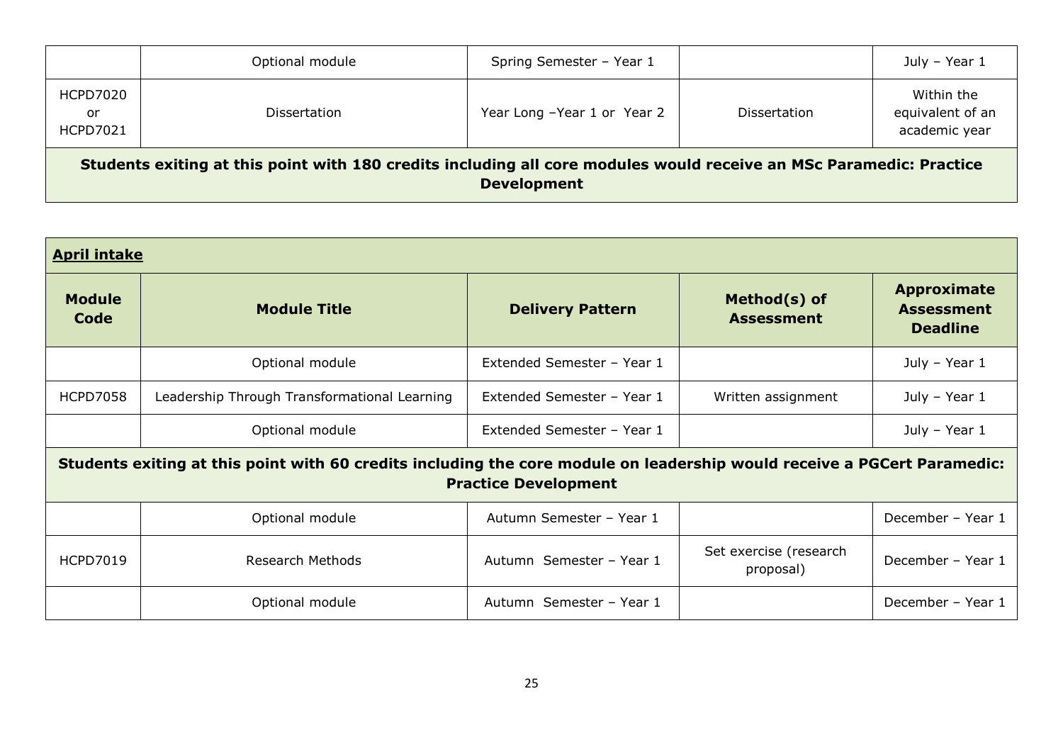| | | | | |
|---|---|---|---|---|
| | Optional module | Spring Semester – Year 1 | | July – Year 1 |
| HCPD7020 or HCPD7021 | Dissertation | Year Long –Year 1 or Year 2 | Dissertation | Within the equivalent of an academic year |
| **Students exiting at this point with 180 credits including all core modules would receive an MSc Paramedic: Practice Development** | | | | |

**April intake**

| Module Code | Module Title | Delivery Pattern | Method(s) of Assessment | Approximate Assessment Deadline |
|---|---|---|---|---|
| | Optional module | Extended Semester – Year 1 | | July – Year 1 |
| HCPD7058 | Leadership Through Transformational Learning | Extended Semester – Year 1 | Written assignment | July – Year 1 |
| | Optional module | Extended Semester – Year 1 | | July – Year 1 |
| **Students exiting at this point with 60 credits including the core module on leadership would receive a PGCert Paramedic: Practice Development** | | | | |
| | Optional module | Autumn Semester – Year 1 | | December – Year 1 |
| HCPD7019 | Research Methods | Autumn Semester – Year 1 | Set exercise (research proposal) | December – Year 1 |
| | Optional module | Autumn Semester – Year 1 | | December – Year 1 |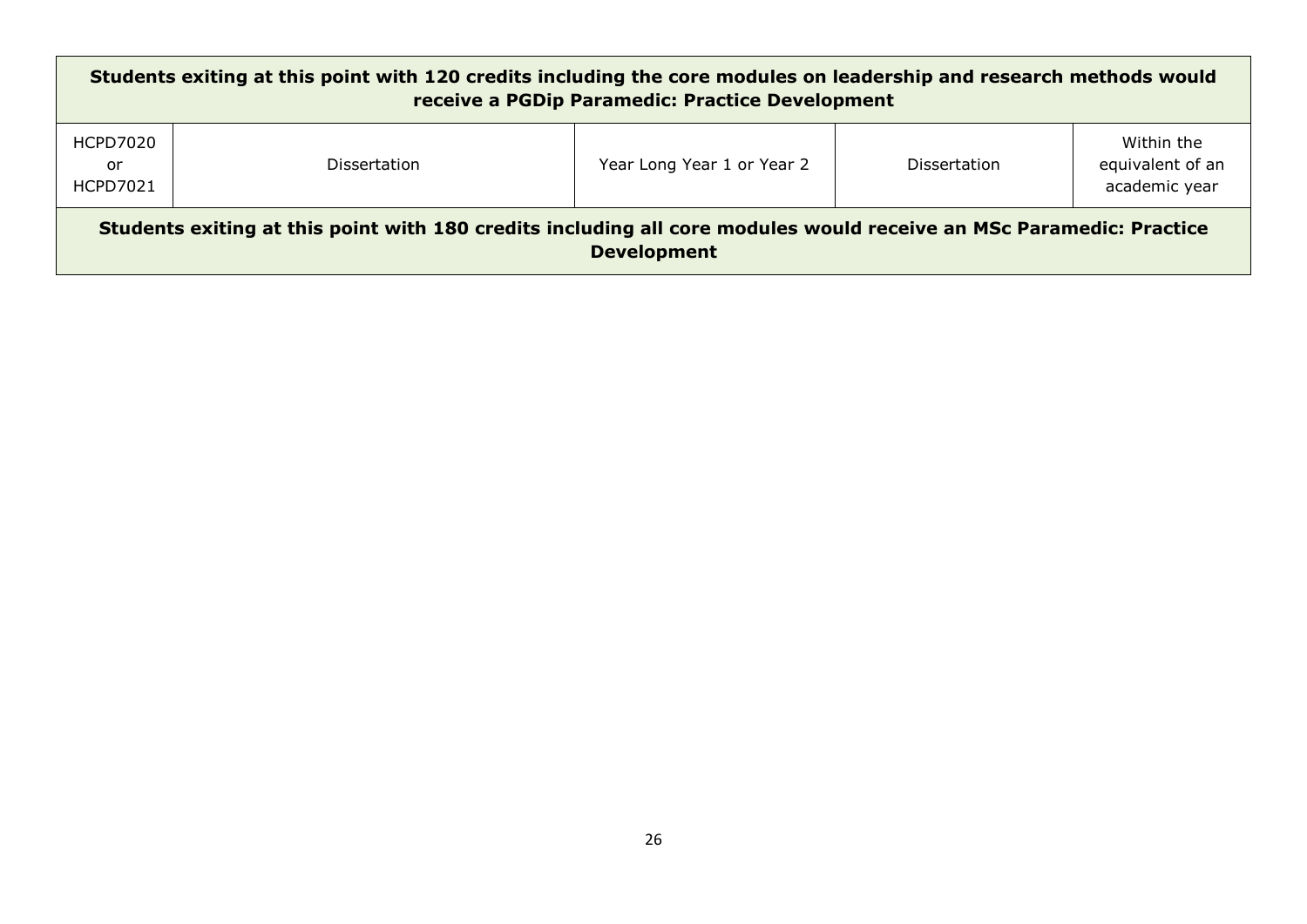| Students exiting at this point with 120 credits including the core modules on leadership and research methods would receive a PGDip Paramedic: Practice Development | | | | |
|---|---|---|---|---|
| HCPD7020 or HCPD7021 | Dissertation | Year Long Year 1 or Year 2 | Dissertation | Within the equivalent of an academic year |
| **Students exiting at this point with 180 credits including all core modules would receive an MSc Paramedic: Practice Development** | | | | |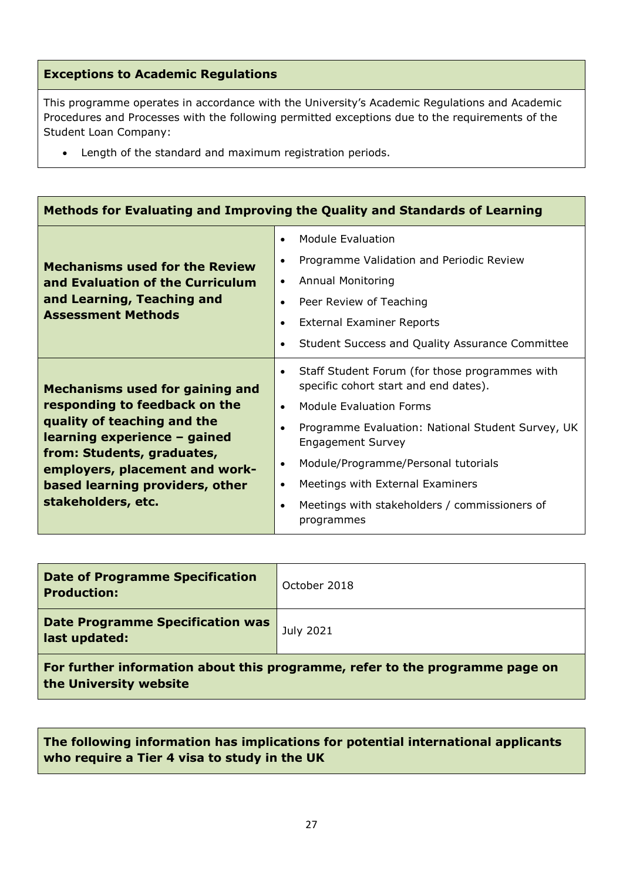| Exceptions to Academic Regulations |
| --- |
| This programme operates in accordance with the University's Academic Regulations and Academic Procedures and Processes with the following permitted exceptions due to the requirements of the Student Loan Company:<br>• Length of the standard and maximum registration periods. |

| Methods for Evaluating and Improving the Quality and Standards of Learning | |
| --- | --- |
| **Mechanisms used for the Review and Evaluation of the Curriculum and Learning, Teaching and Assessment Methods** | • Module Evaluation<br>• Programme Validation and Periodic Review<br>• Annual Monitoring<br>• Peer Review of Teaching<br>• External Examiner Reports<br>• Student Success and Quality Assurance Committee |
| **Mechanisms used for gaining and responding to feedback on the quality of teaching and the learning experience – gained from: Students, graduates, employers, placement and work-based learning providers, other stakeholders, etc.** | • Staff Student Forum (for those programmes with specific cohort start and end dates).<br>• Module Evaluation Forms<br>• Programme Evaluation: National Student Survey, UK Engagement Survey<br>• Module/Programme/Personal tutorials<br>• Meetings with External Examiners<br>• Meetings with stakeholders / commissioners of programmes |

| | |
| --- | --- |
| **Date of Programme Specification Production:** | October 2018 |
| **Date Programme Specification was last updated:** | July 2021 |
| **For further information about this programme, refer to the programme page on the University website** | |

**The following information has implications for potential international applicants who require a Tier 4 visa to study in the UK**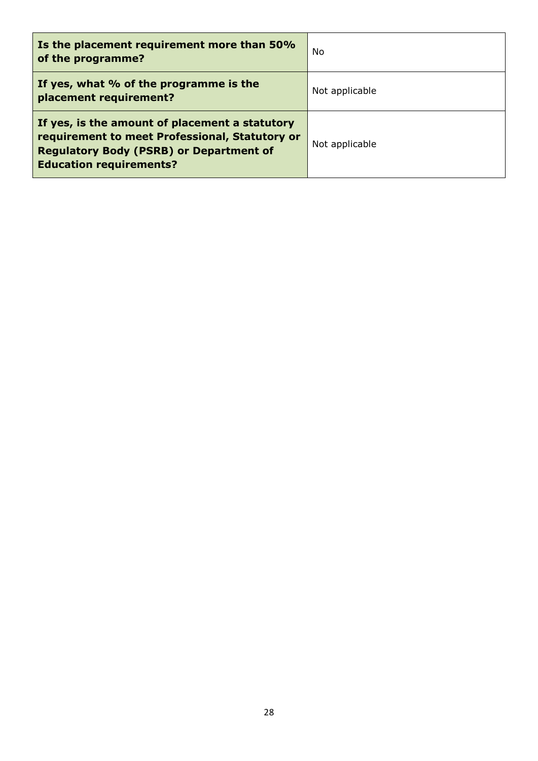| | |
|---|---|
| **Is the placement requirement more than 50% of the programme?** | No |
| **If yes, what % of the programme is the placement requirement?** | Not applicable |
| **If yes, is the amount of placement a statutory requirement to meet Professional, Statutory or Regulatory Body (PSRB) or Department of Education requirements?** | Not applicable |